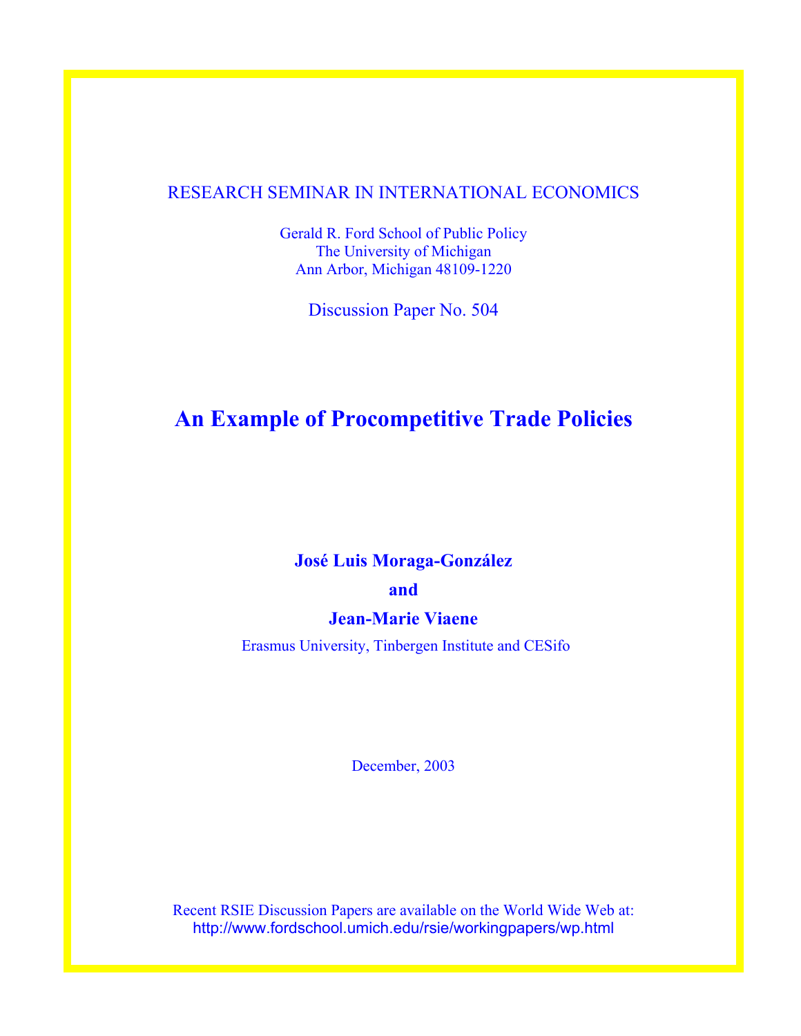RESEARCH SEMINAR IN INTERNATIONAL ECONOMICS

Gerald R. Ford School of Public Policy
The University of Michigan
Ann Arbor, Michigan 48109-1220

Discussion Paper No. 504

# An Example of Procompetitive Trade Policies

**José Luis Moraga-González**

**and**

**Jean-Marie Viaene**

Erasmus University, Tinbergen Institute and CESifo

December, 2003

Recent RSIE Discussion Papers are available on the World Wide Web at:
http://www.fordschool.umich.edu/rsie/workingpapers/wp.html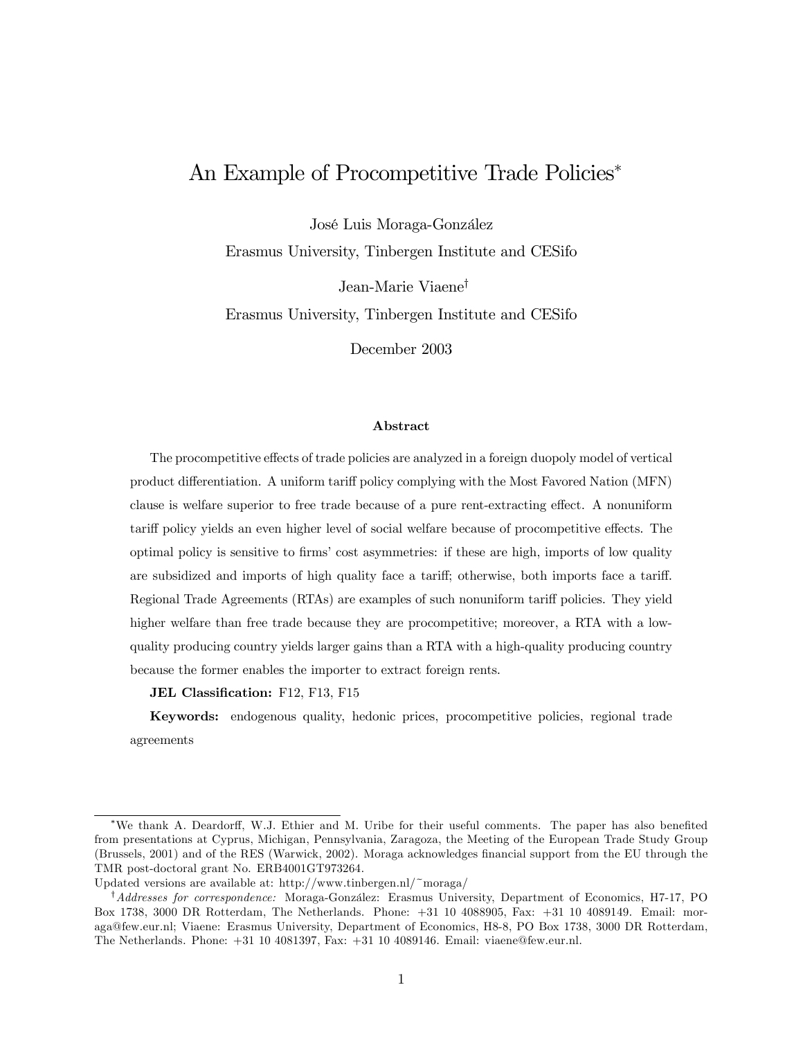# An Example of Procompetitive Trade Policies*

José Luis Moraga-González

Erasmus University, Tinbergen Institute and CESifo

Jean-Marie Viaene†

Erasmus University, Tinbergen Institute and CESifo

December 2003

### Abstract

The procompetitive effects of trade policies are analyzed in a foreign duopoly model of vertical product differentiation. A uniform tariff policy complying with the Most Favored Nation (MFN) clause is welfare superior to free trade because of a pure rent-extracting effect. A nonuniform tariff policy yields an even higher level of social welfare because of procompetitive effects. The optimal policy is sensitive to firms' cost asymmetries: if these are high, imports of low quality are subsidized and imports of high quality face a tariff; otherwise, both imports face a tariff. Regional Trade Agreements (RTAs) are examples of such nonuniform tariff policies. They yield higher welfare than free trade because they are procompetitive; moreover, a RTA with a low-quality producing country yields larger gains than a RTA with a high-quality producing country because the former enables the importer to extract foreign rents.

**JEL Classification:** F12, F13, F15

**Keywords:** endogenous quality, hedonic prices, procompetitive policies, regional trade agreements

---

*We thank A. Deardorff, W.J. Ethier and M. Uribe for their useful comments. The paper has also benefited from presentations at Cyprus, Michigan, Pennsylvania, Zaragoza, the Meeting of the European Trade Study Group (Brussels, 2001) and of the RES (Warwick, 2002). Moraga acknowledges financial support from the EU through the TMR post-doctoral grant No. ERB4001GT973264.

Updated versions are available at: http://www.tinbergen.nl/~moraga/

†*Addresses for correspondence:* Moraga-González: Erasmus University, Department of Economics, H7-17, PO Box 1738, 3000 DR Rotterdam, The Netherlands. Phone: +31 10 4088905, Fax: +31 10 4089149. Email: moraga@few.eur.nl; Viaene: Erasmus University, Department of Economics, H8-8, PO Box 1738, 3000 DR Rotterdam, The Netherlands. Phone: +31 10 4081397, Fax: +31 10 4089146. Email: viaene@few.eur.nl.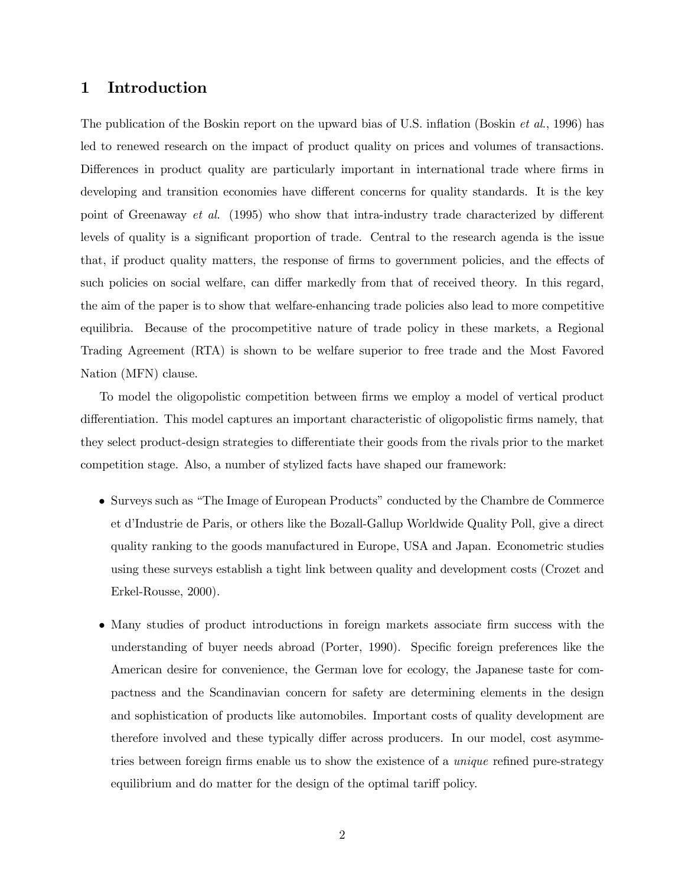# 1 Introduction

The publication of the Boskin report on the upward bias of U.S. inflation (Boskin *et al.*, 1996) has led to renewed research on the impact of product quality on prices and volumes of transactions. Differences in product quality are particularly important in international trade where firms in developing and transition economies have different concerns for quality standards. It is the key point of Greenaway *et al.* (1995) who show that intra-industry trade characterized by different levels of quality is a significant proportion of trade. Central to the research agenda is the issue that, if product quality matters, the response of firms to government policies, and the effects of such policies on social welfare, can differ markedly from that of received theory. In this regard, the aim of the paper is to show that welfare-enhancing trade policies also lead to more competitive equilibria. Because of the procompetitive nature of trade policy in these markets, a Regional Trading Agreement (RTA) is shown to be welfare superior to free trade and the Most Favored Nation (MFN) clause.

To model the oligopolistic competition between firms we employ a model of vertical product differentiation. This model captures an important characteristic of oligopolistic firms namely, that they select product-design strategies to differentiate their goods from the rivals prior to the market competition stage. Also, a number of stylized facts have shaped our framework:

- Surveys such as "The Image of European Products" conducted by the Chambre de Commerce et d'Industrie de Paris, or others like the Bozall-Gallup Worldwide Quality Poll, give a direct quality ranking to the goods manufactured in Europe, USA and Japan. Econometric studies using these surveys establish a tight link between quality and development costs (Crozet and Erkel-Rousse, 2000).

- Many studies of product introductions in foreign markets associate firm success with the understanding of buyer needs abroad (Porter, 1990). Specific foreign preferences like the American desire for convenience, the German love for ecology, the Japanese taste for compactness and the Scandinavian concern for safety are determining elements in the design and sophistication of products like automobiles. Important costs of quality development are therefore involved and these typically differ across producers. In our model, cost asymmetries between foreign firms enable us to show the existence of a *unique* refined pure-strategy equilibrium and do matter for the design of the optimal tariff policy.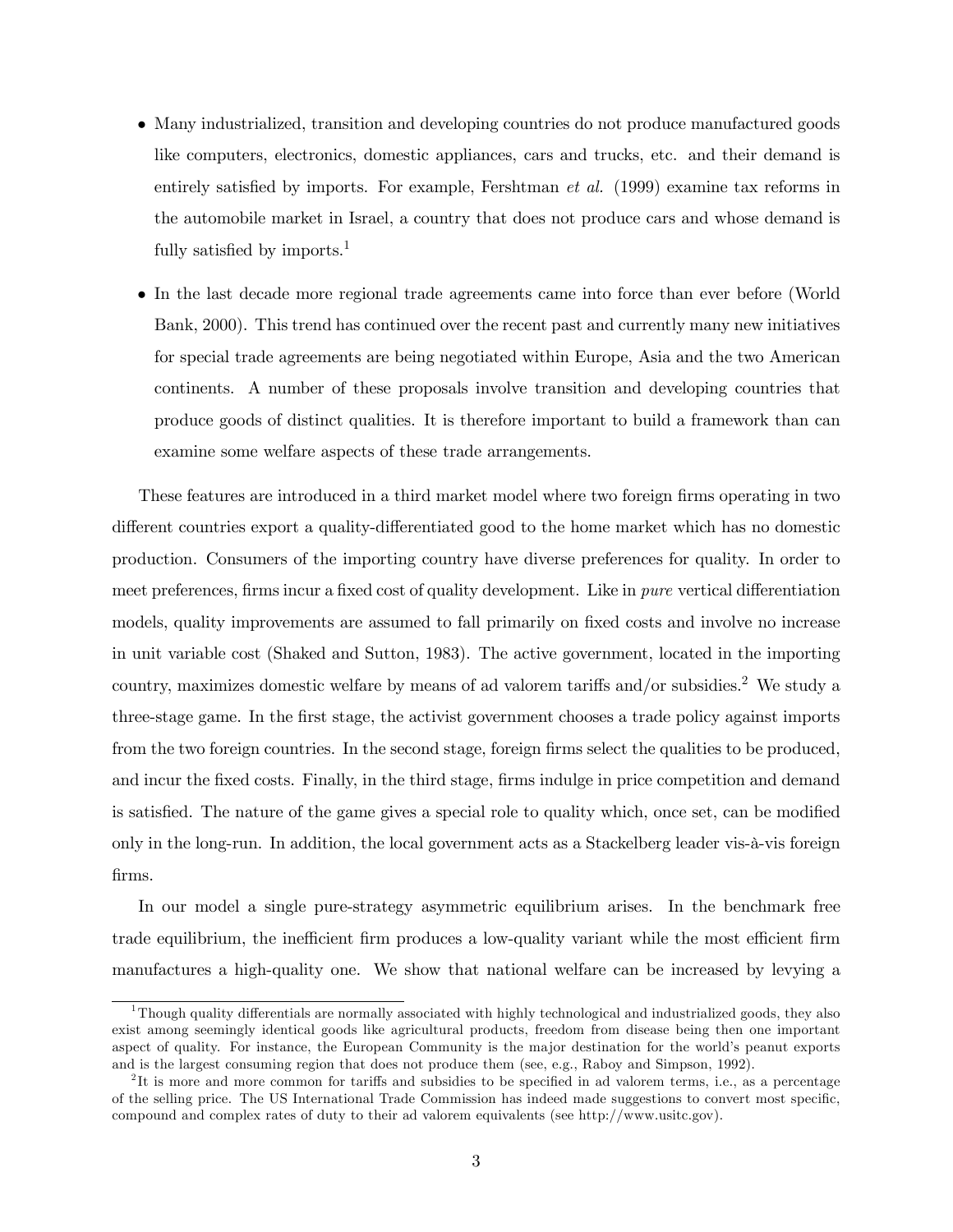- Many industrialized, transition and developing countries do not produce manufactured goods like computers, electronics, domestic appliances, cars and trucks, etc. and their demand is entirely satisfied by imports. For example, Fershtman *et al.* (1999) examine tax reforms in the automobile market in Israel, a country that does not produce cars and whose demand is fully satisfied by imports.[1]

- In the last decade more regional trade agreements came into force than ever before (World Bank, 2000). This trend has continued over the recent past and currently many new initiatives for special trade agreements are being negotiated within Europe, Asia and the two American continents. A number of these proposals involve transition and developing countries that produce goods of distinct qualities. It is therefore important to build a framework than can examine some welfare aspects of these trade arrangements.

These features are introduced in a third market model where two foreign firms operating in two different countries export a quality-differentiated good to the home market which has no domestic production. Consumers of the importing country have diverse preferences for quality. In order to meet preferences, firms incur a fixed cost of quality development. Like in *pure* vertical differentiation models, quality improvements are assumed to fall primarily on fixed costs and involve no increase in unit variable cost (Shaked and Sutton, 1983). The active government, located in the importing country, maximizes domestic welfare by means of ad valorem tariffs and/or subsidies.[2] We study a three-stage game. In the first stage, the activist government chooses a trade policy against imports from the two foreign countries. In the second stage, foreign firms select the qualities to be produced, and incur the fixed costs. Finally, in the third stage, firms indulge in price competition and demand is satisfied. The nature of the game gives a special role to quality which, once set, can be modified only in the long-run. In addition, the local government acts as a Stackelberg leader vis-à-vis foreign firms.

In our model a single pure-strategy asymmetric equilibrium arises. In the benchmark free trade equilibrium, the inefficient firm produces a low-quality variant while the most efficient firm manufactures a high-quality one. We show that national welfare can be increased by levying a

[1] Though quality differentials are normally associated with highly technological and industrialized goods, they also exist among seemingly identical goods like agricultural products, freedom from disease being then one important aspect of quality. For instance, the European Community is the major destination for the world's peanut exports and is the largest consuming region that does not produce them (see, e.g., Raboy and Simpson, 1992).

[2] It is more and more common for tariffs and subsidies to be specified in ad valorem terms, i.e., as a percentage of the selling price. The US International Trade Commission has indeed made suggestions to convert most specific, compound and complex rates of duty to their ad valorem equivalents (see http://www.usitc.gov).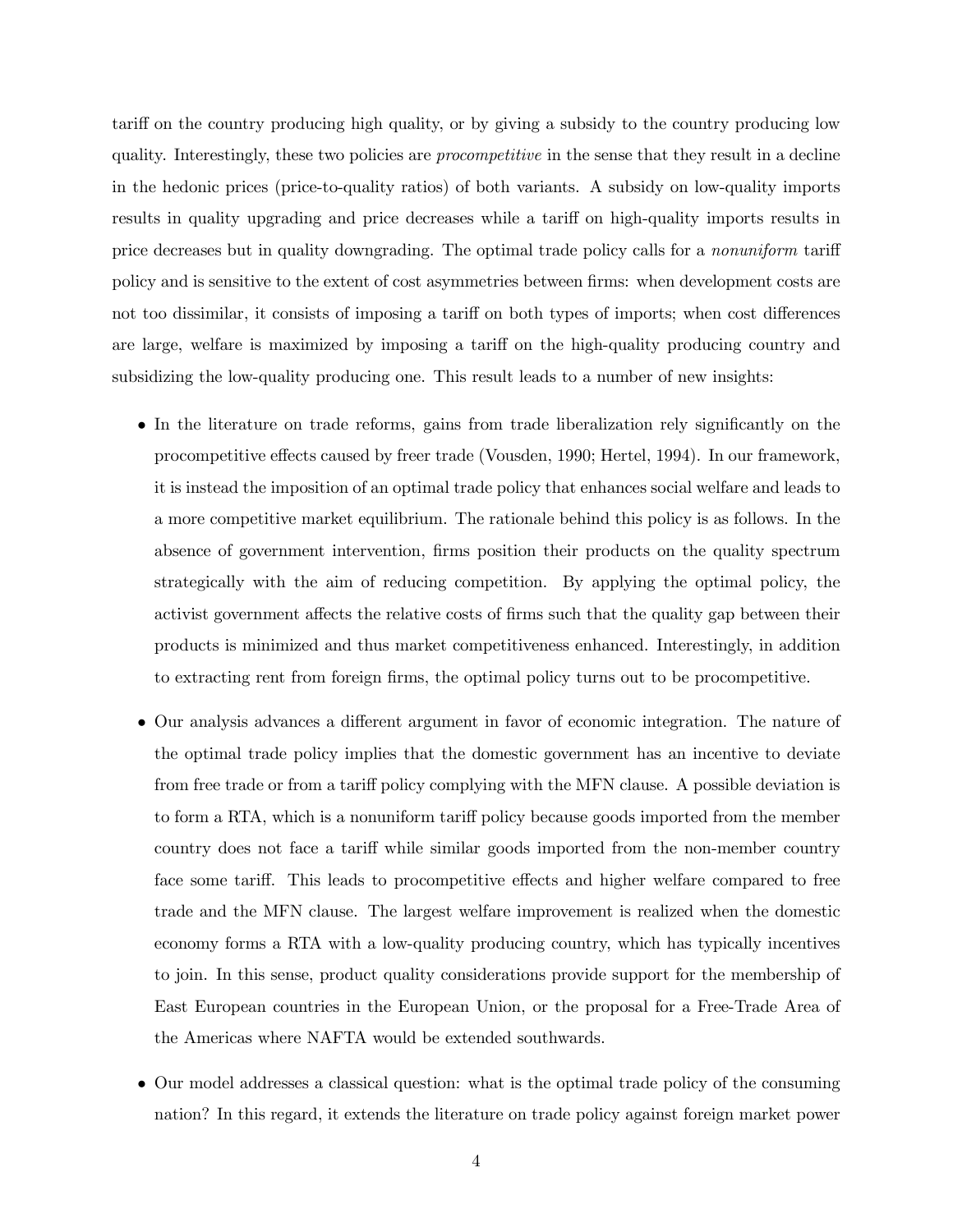tariff on the country producing high quality, or by giving a subsidy to the country producing low quality. Interestingly, these two policies are *procompetitive* in the sense that they result in a decline in the hedonic prices (price-to-quality ratios) of both variants. A subsidy on low-quality imports results in quality upgrading and price decreases while a tariff on high-quality imports results in price decreases but in quality downgrading. The optimal trade policy calls for a *nonuniform* tariff policy and is sensitive to the extent of cost asymmetries between firms: when development costs are not too dissimilar, it consists of imposing a tariff on both types of imports; when cost differences are large, welfare is maximized by imposing a tariff on the high-quality producing country and subsidizing the low-quality producing one. This result leads to a number of new insights:

- In the literature on trade reforms, gains from trade liberalization rely significantly on the procompetitive effects caused by freer trade (Vousden, 1990; Hertel, 1994). In our framework, it is instead the imposition of an optimal trade policy that enhances social welfare and leads to a more competitive market equilibrium. The rationale behind this policy is as follows. In the absence of government intervention, firms position their products on the quality spectrum strategically with the aim of reducing competition. By applying the optimal policy, the activist government affects the relative costs of firms such that the quality gap between their products is minimized and thus market competitiveness enhanced. Interestingly, in addition to extracting rent from foreign firms, the optimal policy turns out to be procompetitive.

- Our analysis advances a different argument in favor of economic integration. The nature of the optimal trade policy implies that the domestic government has an incentive to deviate from free trade or from a tariff policy complying with the MFN clause. A possible deviation is to form a RTA, which is a nonuniform tariff policy because goods imported from the member country does not face a tariff while similar goods imported from the non-member country face some tariff. This leads to procompetitive effects and higher welfare compared to free trade and the MFN clause. The largest welfare improvement is realized when the domestic economy forms a RTA with a low-quality producing country, which has typically incentives to join. In this sense, product quality considerations provide support for the membership of East European countries in the European Union, or the proposal for a Free-Trade Area of the Americas where NAFTA would be extended southwards.

- Our model addresses a classical question: what is the optimal trade policy of the consuming nation? In this regard, it extends the literature on trade policy against foreign market power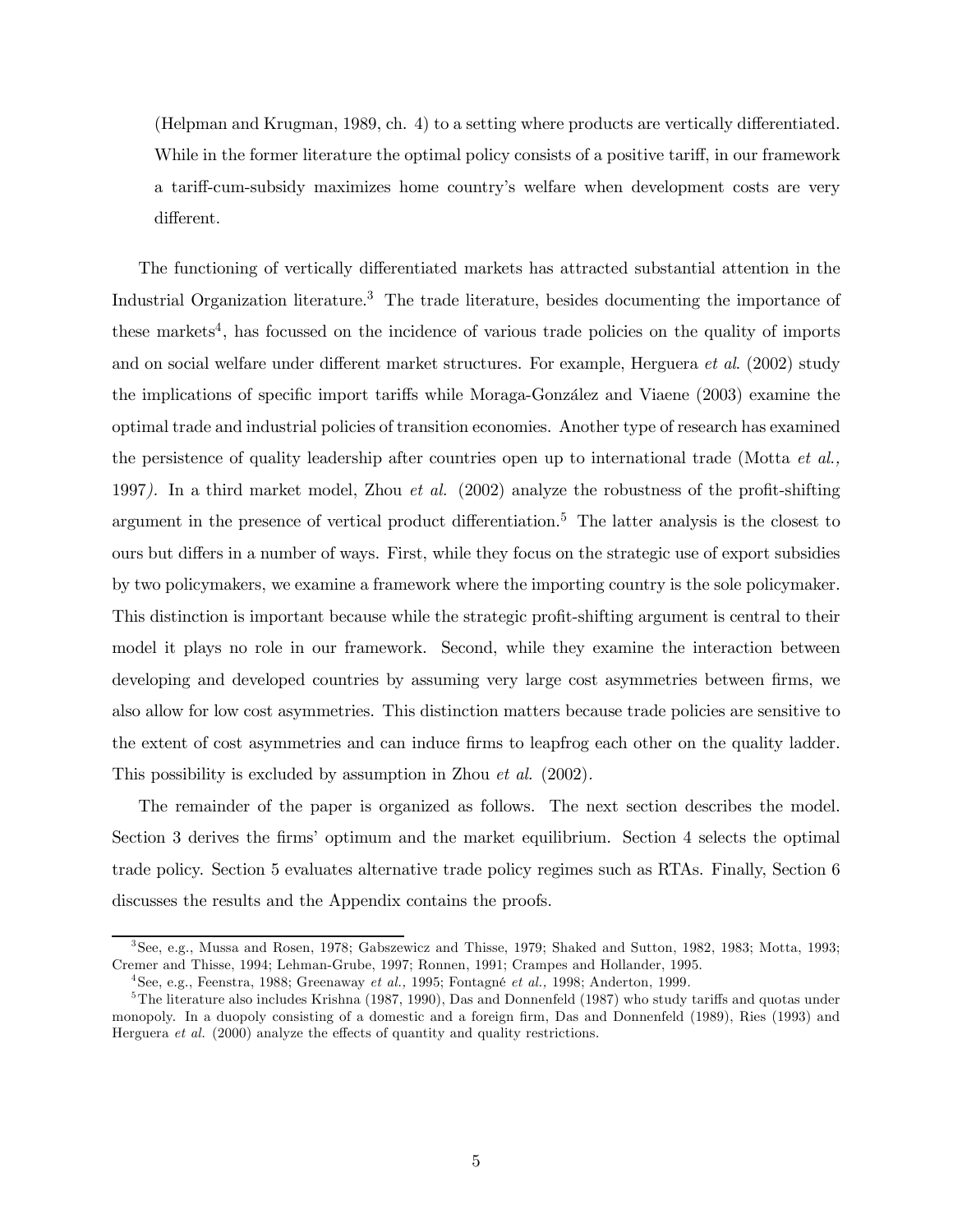(Helpman and Krugman, 1989, ch. 4) to a setting where products are vertically differentiated. While in the former literature the optimal policy consists of a positive tariff, in our framework a tariff-cum-subsidy maximizes home country's welfare when development costs are very different.

The functioning of vertically differentiated markets has attracted substantial attention in the Industrial Organization literature.[3] The trade literature, besides documenting the importance of these markets[4], has focussed on the incidence of various trade policies on the quality of imports and on social welfare under different market structures. For example, Herguera *et al*. (2002) study the implications of specific import tariffs while Moraga-González and Viaene (2003) examine the optimal trade and industrial policies of transition economies. Another type of research has examined the persistence of quality leadership after countries open up to international trade (Motta *et al.,* 1997). In a third market model, Zhou *et al.* (2002) analyze the robustness of the profit-shifting argument in the presence of vertical product differentiation.[5] The latter analysis is the closest to ours but differs in a number of ways. First, while they focus on the strategic use of export subsidies by two policymakers, we examine a framework where the importing country is the sole policymaker. This distinction is important because while the strategic profit-shifting argument is central to their model it plays no role in our framework. Second, while they examine the interaction between developing and developed countries by assuming very large cost asymmetries between firms, we also allow for low cost asymmetries. This distinction matters because trade policies are sensitive to the extent of cost asymmetries and can induce firms to leapfrog each other on the quality ladder. This possibility is excluded by assumption in Zhou *et al.* (2002).

The remainder of the paper is organized as follows. The next section describes the model. Section 3 derives the firms' optimum and the market equilibrium. Section 4 selects the optimal trade policy. Section 5 evaluates alternative trade policy regimes such as RTAs. Finally, Section 6 discusses the results and the Appendix contains the proofs.

---

[3] See, e.g., Mussa and Rosen, 1978; Gabszewicz and Thisse, 1979; Shaked and Sutton, 1982, 1983; Motta, 1993; Cremer and Thisse, 1994; Lehman-Grube, 1997; Ronnen, 1991; Crampes and Hollander, 1995.

[4] See, e.g., Feenstra, 1988; Greenaway *et al.,* 1995; Fontagné *et al.,* 1998; Anderton, 1999.

[5] The literature also includes Krishna (1987, 1990), Das and Donnenfeld (1987) who study tariffs and quotas under monopoly. In a duopoly consisting of a domestic and a foreign firm, Das and Donnenfeld (1989), Ries (1993) and Herguera *et al.* (2000) analyze the effects of quantity and quality restrictions.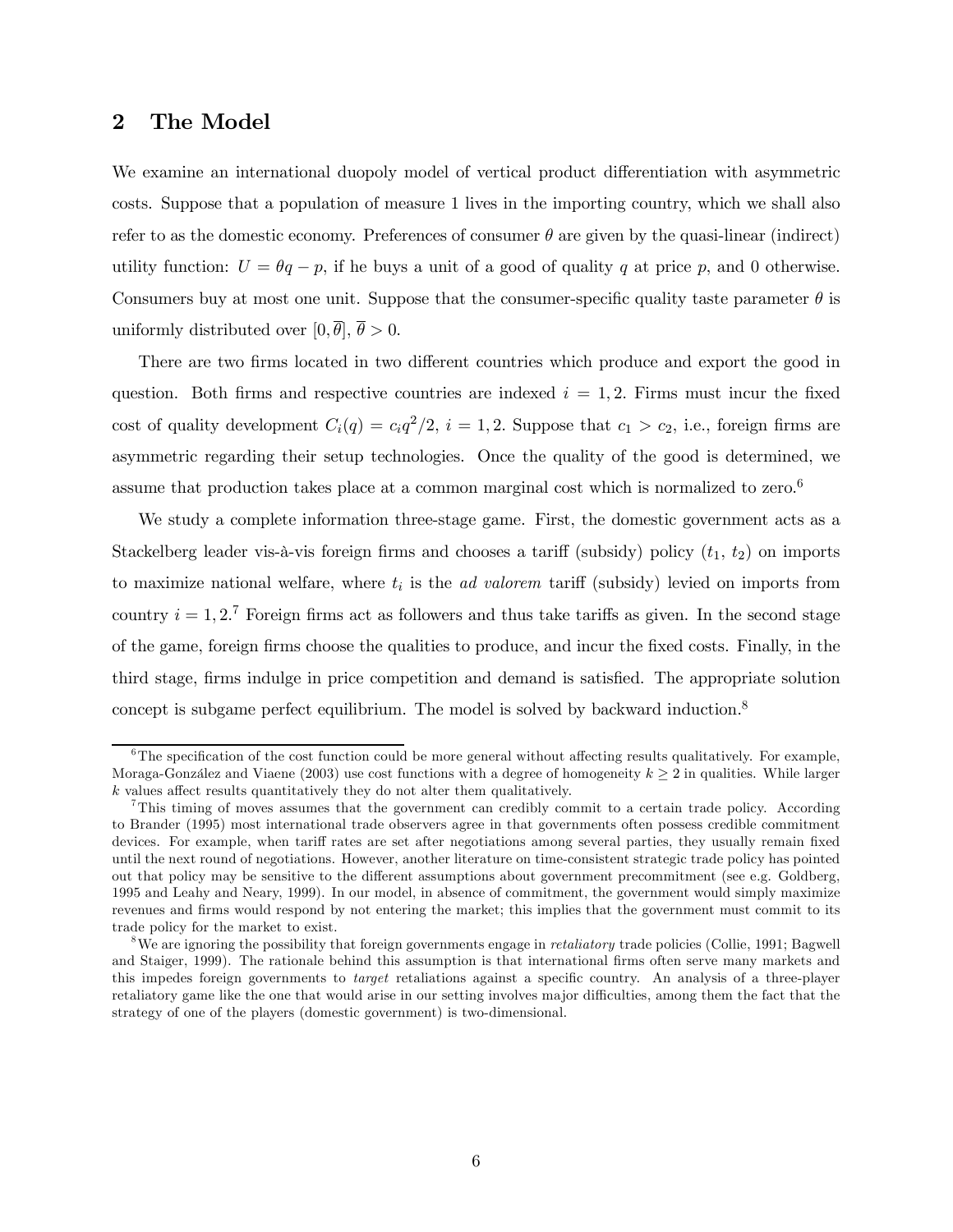## 2 The Model

We examine an international duopoly model of vertical product differentiation with asymmetric costs. Suppose that a population of measure 1 lives in the importing country, which we shall also refer to as the domestic economy. Preferences of consumer $\theta$ are given by the quasi-linear (indirect) utility function: $U = \theta q - p$, if he buys a unit of a good of quality $q$ at price $p$, and 0 otherwise. Consumers buy at most one unit. Suppose that the consumer-specific quality taste parameter $\theta$ is uniformly distributed over $[0, \overline{\theta}]$, $\overline{\theta} > 0$.

There are two firms located in two different countries which produce and export the good in question. Both firms and respective countries are indexed $i = 1, 2$. Firms must incur the fixed cost of quality development $C_i(q) = c_i q^2/2$, $i = 1, 2$. Suppose that $c_1 > c_2$, i.e., foreign firms are asymmetric regarding their setup technologies. Once the quality of the good is determined, we assume that production takes place at a common marginal cost which is normalized to zero.[6]

We study a complete information three-stage game. First, the domestic government acts as a Stackelberg leader vis-à-vis foreign firms and chooses a tariff (subsidy) policy ($t_1$, $t_2$) on imports to maximize national welfare, where $t_i$ is the *ad valorem* tariff (subsidy) levied on imports from country $i = 1, 2$.[7] Foreign firms act as followers and thus take tariffs as given. In the second stage of the game, foreign firms choose the qualities to produce, and incur the fixed costs. Finally, in the third stage, firms indulge in price competition and demand is satisfied. The appropriate solution concept is subgame perfect equilibrium. The model is solved by backward induction.[8]

---

[6] The specification of the cost function could be more general without affecting results qualitatively. For example, Moraga-González and Viaene (2003) use cost functions with a degree of homogeneity $k \geq 2$ in qualities. While larger $k$ values affect results quantitatively they do not alter them qualitatively.

[7] This timing of moves assumes that the government can credibly commit to a certain trade policy. According to Brander (1995) most international trade observers agree in that governments often possess credible commitment devices. For example, when tariff rates are set after negotiations among several parties, they usually remain fixed until the next round of negotiations. However, another literature on time-consistent strategic trade policy has pointed out that policy may be sensitive to the different assumptions about government precommitment (see e.g. Goldberg, 1995 and Leahy and Neary, 1999). In our model, in absence of commitment, the government would simply maximize revenues and firms would respond by not entering the market; this implies that the government must commit to its trade policy for the market to exist.

[8] We are ignoring the possibility that foreign governments engage in *retaliatory* trade policies (Collie, 1991; Bagwell and Staiger, 1999). The rationale behind this assumption is that international firms often serve many markets and this impedes foreign governments to *target* retaliations against a specific country. An analysis of a three-player retaliatory game like the one that would arise in our setting involves major difficulties, among them the fact that the strategy of one of the players (domestic government) is two-dimensional.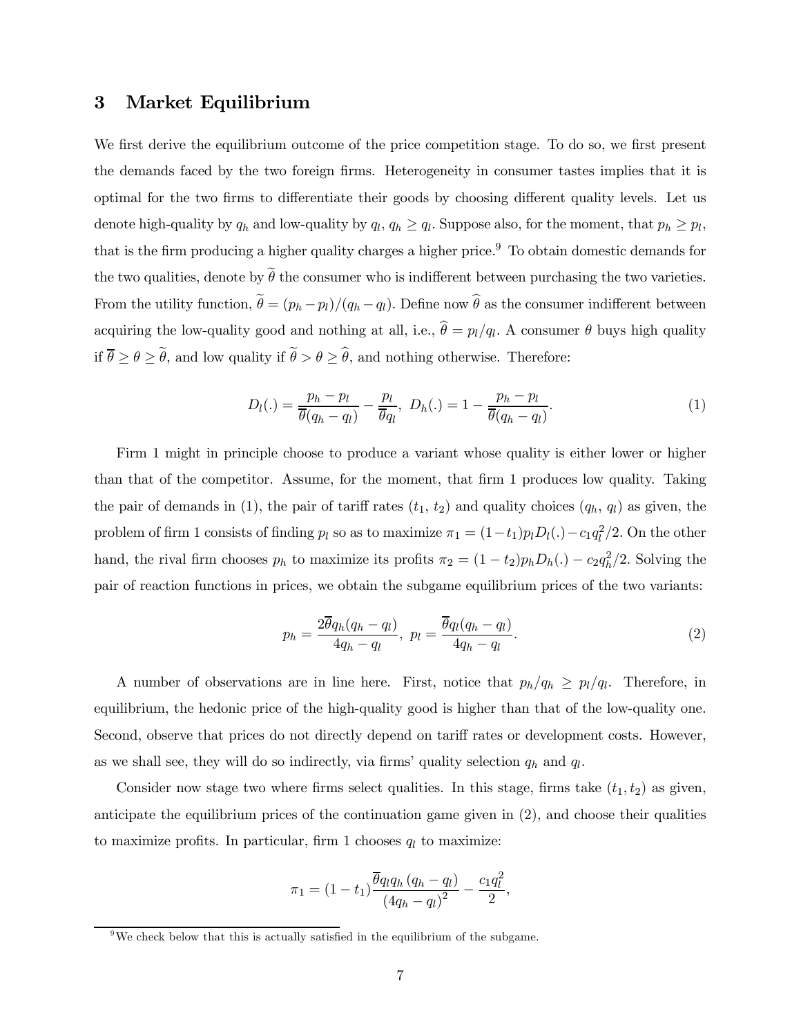## 3 Market Equilibrium

We first derive the equilibrium outcome of the price competition stage. To do so, we first present the demands faced by the two foreign firms. Heterogeneity in consumer tastes implies that it is optimal for the two firms to differentiate their goods by choosing different quality levels. Let us denote high-quality by $q_h$ and low-quality by $q_l$, $q_h \geq q_l$. Suppose also, for the moment, that $p_h \geq p_l$, that is the firm producing a higher quality charges a higher price.[9] To obtain domestic demands for the two qualities, denote by $\widetilde{\theta}$ the consumer who is indifferent between purchasing the two varieties. From the utility function, $\widetilde{\theta} = (p_h - p_l)/(q_h - q_l)$. Define now $\widehat{\theta}$ as the consumer indifferent between acquiring the low-quality good and nothing at all, i.e., $\widehat{\theta} = p_l/q_l$. A consumer $\theta$ buys high quality if $\overline{\theta} \geq \theta \geq \widetilde{\theta}$, and low quality if $\widetilde{\theta} > \theta \geq \widehat{\theta}$, and nothing otherwise. Therefore:

$$D_l(.) = \frac{p_h - p_l}{\overline{\theta}(q_h - q_l)} - \frac{p_l}{\overline{\theta} q_l},\ D_h(.) = 1 - \frac{p_h - p_l}{\overline{\theta}(q_h - q_l)}. \tag{1}$$

Firm 1 might in principle choose to produce a variant whose quality is either lower or higher than that of the competitor. Assume, for the moment, that firm 1 produces low quality. Taking the pair of demands in (1), the pair of tariff rates ($t_1$, $t_2$) and quality choices ($q_h$, $q_l$) as given, the problem of firm 1 consists of finding $p_l$ so as to maximize $\pi_1 = (1-t_1)p_l D_l(.) - c_1 q_l^2/2$. On the other hand, the rival firm chooses $p_h$ to maximize its profits $\pi_2 = (1-t_2)p_h D_h(.) - c_2 q_h^2/2$. Solving the pair of reaction functions in prices, we obtain the subgame equilibrium prices of the two variants:

$$p_h = \frac{2\overline{\theta} q_h (q_h - q_l)}{4q_h - q_l},\ p_l = \frac{\overline{\theta} q_l (q_h - q_l)}{4q_h - q_l}. \tag{2}$$

A number of observations are in line here. First, notice that $p_h/q_h \geq p_l/q_l$. Therefore, in equilibrium, the hedonic price of the high-quality good is higher than that of the low-quality one. Second, observe that prices do not directly depend on tariff rates or development costs. However, as we shall see, they will do so indirectly, via firms' quality selection $q_h$ and $q_l$.

Consider now stage two where firms select qualities. In this stage, firms take ($t_1, t_2$) as given, anticipate the equilibrium prices of the continuation game given in (2), and choose their qualities to maximize profits. In particular, firm 1 chooses $q_l$ to maximize:

$$\pi_1 = (1-t_1)\frac{\overline{\theta} q_l q_h (q_h - q_l)}{(4q_h - q_l)^2} - \frac{c_1 q_l^2}{2},$$

[9] We check below that this is actually satisfied in the equilibrium of the subgame.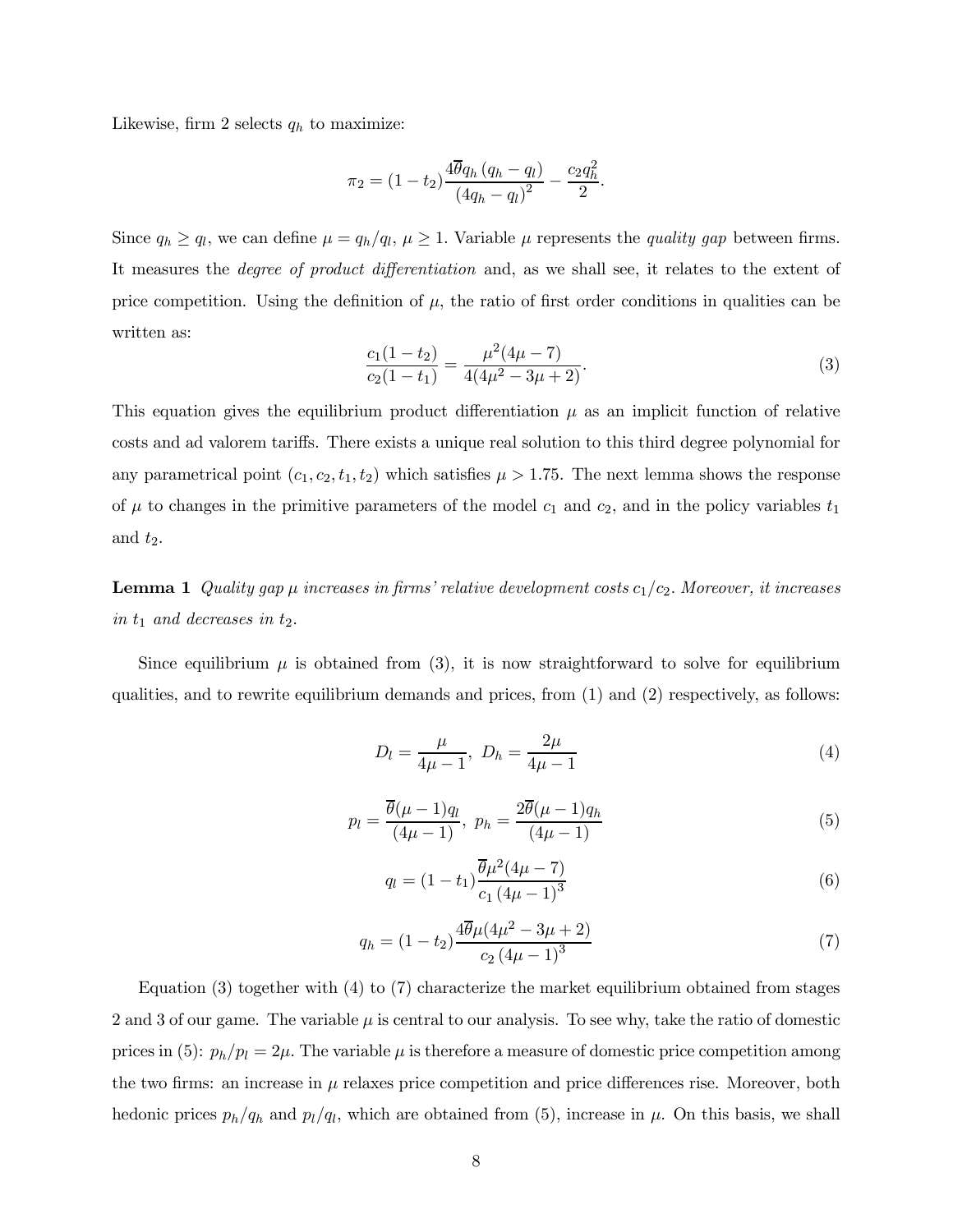Likewise, firm 2 selects $q_h$ to maximize:

$$\pi_2 = (1 - t_2)\frac{4\overline{\theta} q_h (q_h - q_l)}{(4q_h - q_l)^2} - \frac{c_2 q_h^2}{2}.$$

Since $q_h \geq q_l$, we can define $\mu = q_h/q_l$, $\mu \geq 1$. Variable $\mu$ represents the *quality gap* between firms. It measures the *degree of product differentiation* and, as we shall see, it relates to the extent of price competition. Using the definition of $\mu$, the ratio of first order conditions in qualities can be written as:

$$\frac{c_1(1 - t_2)}{c_2(1 - t_1)} = \frac{\mu^2(4\mu - 7)}{4(4\mu^2 - 3\mu + 2)}. \tag{3}$$

This equation gives the equilibrium product differentiation $\mu$ as an implicit function of relative costs and ad valorem tariffs. There exists a unique real solution to this third degree polynomial for any parametrical point $(c_1, c_2, t_1, t_2)$ which satisfies $\mu > 1.75$. The next lemma shows the response of $\mu$ to changes in the primitive parameters of the model $c_1$ and $c_2$, and in the policy variables $t_1$ and $t_2$.

**Lemma 1** *Quality gap $\mu$ increases in firms' relative development costs $c_1/c_2$. Moreover, it increases in $t_1$ and decreases in $t_2$.*

Since equilibrium $\mu$ is obtained from (3), it is now straightforward to solve for equilibrium qualities, and to rewrite equilibrium demands and prices, from (1) and (2) respectively, as follows:

$$D_l = \frac{\mu}{4\mu - 1},\ D_h = \frac{2\mu}{4\mu - 1} \tag{4}$$

$$p_l = \frac{\overline{\theta}(\mu - 1)q_l}{(4\mu - 1)},\ p_h = \frac{2\overline{\theta}(\mu - 1)q_h}{(4\mu - 1)} \tag{5}$$

$$q_l = (1 - t_1)\frac{\overline{\theta}\mu^2(4\mu - 7)}{c_1(4\mu - 1)^3} \tag{6}$$

$$q_h = (1 - t_2)\frac{4\overline{\theta}\mu(4\mu^2 - 3\mu + 2)}{c_2(4\mu - 1)^3} \tag{7}$$

Equation (3) together with (4) to (7) characterize the market equilibrium obtained from stages 2 and 3 of our game. The variable $\mu$ is central to our analysis. To see why, take the ratio of domestic prices in (5): $p_h/p_l = 2\mu$. The variable $\mu$ is therefore a measure of domestic price competition among the two firms: an increase in $\mu$ relaxes price competition and price differences rise. Moreover, both hedonic prices $p_h/q_h$ and $p_l/q_l$, which are obtained from (5), increase in $\mu$. On this basis, we shall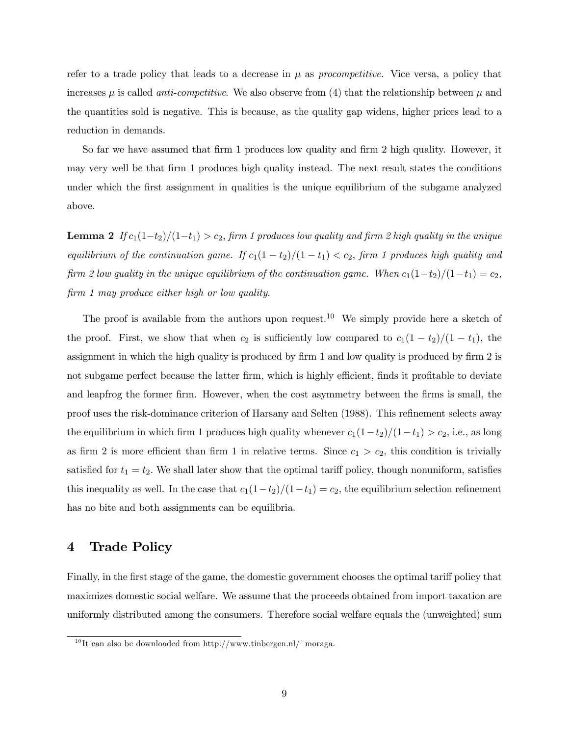refer to a trade policy that leads to a decrease in $\mu$ as *procompetitive*. Vice versa, a policy that increases $\mu$ is called *anti-competitive*. We also observe from (4) that the relationship between $\mu$ and the quantities sold is negative. This is because, as the quality gap widens, higher prices lead to a reduction in demands.

So far we have assumed that firm 1 produces low quality and firm 2 high quality. However, it may very well be that firm 1 produces high quality instead. The next result states the conditions under which the first assignment in qualities is the unique equilibrium of the subgame analyzed above.

**Lemma 2** *If $c_1(1-t_2)/(1-t_1) > c_2$, firm 1 produces low quality and firm 2 high quality in the unique equilibrium of the continuation game. If $c_1(1-t_2)/(1-t_1) < c_2$, firm 1 produces high quality and firm 2 low quality in the unique equilibrium of the continuation game. When $c_1(1-t_2)/(1-t_1) = c_2$, firm 1 may produce either high or low quality.*

The proof is available from the authors upon request.[10] We simply provide here a sketch of the proof. First, we show that when $c_2$ is sufficiently low compared to $c_1(1-t_2)/(1-t_1)$, the assignment in which the high quality is produced by firm 1 and low quality is produced by firm 2 is not subgame perfect because the latter firm, which is highly efficient, finds it profitable to deviate and leapfrog the former firm. However, when the cost asymmetry between the firms is small, the proof uses the risk-dominance criterion of Harsany and Selten (1988). This refinement selects away the equilibrium in which firm 1 produces high quality whenever $c_1(1-t_2)/(1-t_1) > c_2$, i.e., as long as firm 2 is more efficient than firm 1 in relative terms. Since $c_1 > c_2$, this condition is trivially satisfied for $t_1 = t_2$. We shall later show that the optimal tariff policy, though nonuniform, satisfies this inequality as well. In the case that $c_1(1-t_2)/(1-t_1) = c_2$, the equilibrium selection refinement has no bite and both assignments can be equilibria.

# 4 Trade Policy

Finally, in the first stage of the game, the domestic government chooses the optimal tariff policy that maximizes domestic social welfare. We assume that the proceeds obtained from import taxation are uniformly distributed among the consumers. Therefore social welfare equals the (unweighted) sum

[10] It can also be downloaded from http://www.tinbergen.nl/~moraga.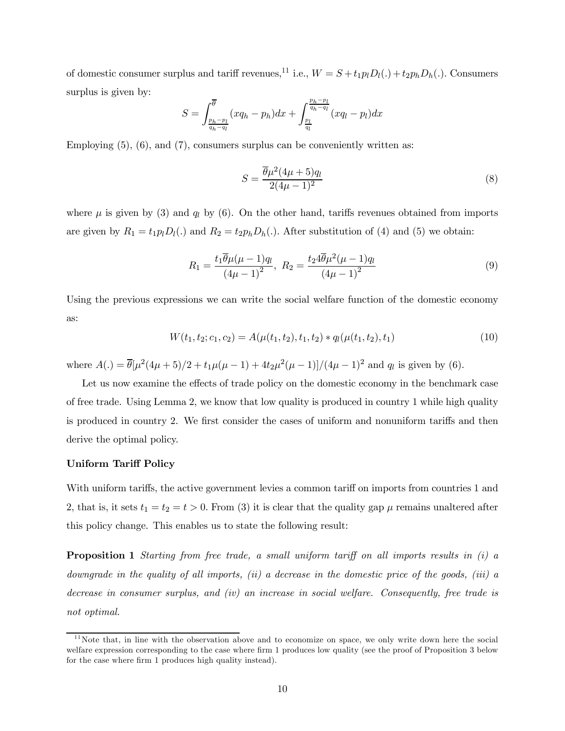of domestic consumer surplus and tariff revenues,[11] i.e., $W = S + t_1 p_l D_l(.) + t_2 p_h D_h(.)$. Consumers surplus is given by:

$$S = \int_{\frac{p_h - p_l}{q_h - q_l}}^{\overline{\theta}} (xq_h - p_h)dx + \int_{\frac{p_l}{q_l}}^{\frac{p_h - p_l}{q_h - q_l}} (xq_l - p_l)dx$$

Employing (5), (6), and (7), consumers surplus can be conveniently written as:

$$S = \frac{\overline{\theta}\mu^2(4\mu + 5)q_l}{2(4\mu - 1)^2} \tag{8}$$

where $\mu$ is given by (3) and $q_l$ by (6). On the other hand, tariffs revenues obtained from imports are given by $R_1 = t_1 p_l D_l(.)$ and $R_2 = t_2 p_h D_h(.)$. After substitution of (4) and (5) we obtain:

$$R_1 = \frac{t_1 \overline{\theta}\mu(\mu - 1)q_l}{(4\mu - 1)^2}, \; R_2 = \frac{t_2 4\overline{\theta}\mu^2(\mu - 1)q_l}{(4\mu - 1)^2} \tag{9}$$

Using the previous expressions we can write the social welfare function of the domestic economy as:

$$W(t_1, t_2; c_1, c_2) = A(\mu(t_1, t_2), t_1, t_2) * q_l(\mu(t_1, t_2), t_1) \tag{10}$$

where $A(.) = \overline{\theta}[\mu^2(4\mu + 5)/2 + t_1\mu(\mu - 1) + 4t_2\mu^2(\mu - 1)]/(4\mu - 1)^2$ and $q_l$ is given by (6).

Let us now examine the effects of trade policy on the domestic economy in the benchmark case of free trade. Using Lemma 2, we know that low quality is produced in country 1 while high quality is produced in country 2. We first consider the cases of uniform and nonuniform tariffs and then derive the optimal policy.

**Uniform Tariff Policy**

With uniform tariffs, the active government levies a common tariff on imports from countries 1 and 2, that is, it sets $t_1 = t_2 = t > 0$. From (3) it is clear that the quality gap $\mu$ remains unaltered after this policy change. This enables us to state the following result:

**Proposition 1** *Starting from free trade, a small uniform tariff on all imports results in (i) a downgrade in the quality of all imports, (ii) a decrease in the domestic price of the goods, (iii) a decrease in consumer surplus, and (iv) an increase in social welfare. Consequently, free trade is not optimal.*

[11] Note that, in line with the observation above and to economize on space, we only write down here the social welfare expression corresponding to the case where firm 1 produces low quality (see the proof of Proposition 3 below for the case where firm 1 produces high quality instead).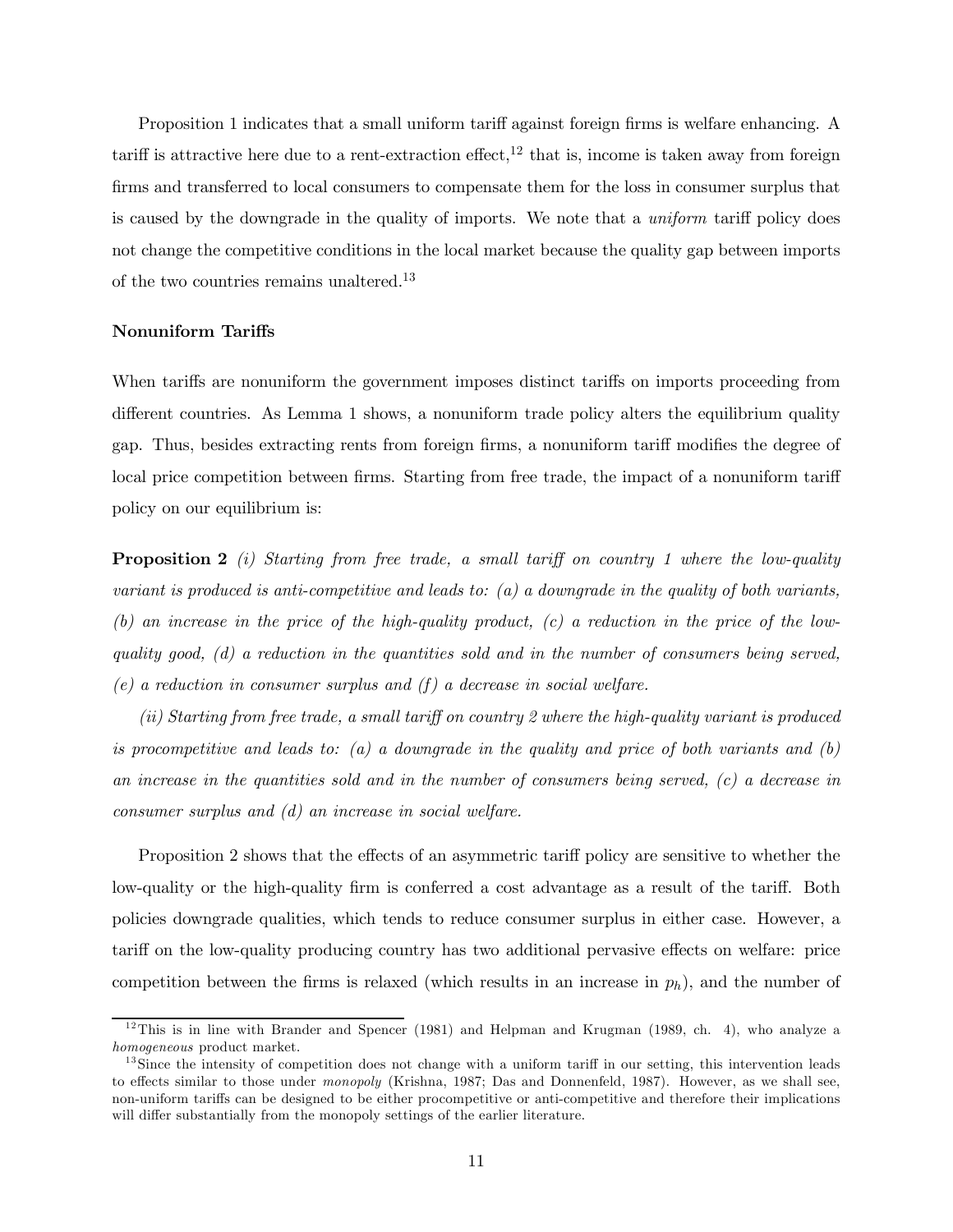Proposition 1 indicates that a small uniform tariff against foreign firms is welfare enhancing. A tariff is attractive here due to a rent-extraction effect,[12] that is, income is taken away from foreign firms and transferred to local consumers to compensate them for the loss in consumer surplus that is caused by the downgrade in the quality of imports. We note that a *uniform* tariff policy does not change the competitive conditions in the local market because the quality gap between imports of the two countries remains unaltered.[13]

### Nonuniform Tariffs

When tariffs are nonuniform the government imposes distinct tariffs on imports proceeding from different countries. As Lemma 1 shows, a nonuniform trade policy alters the equilibrium quality gap. Thus, besides extracting rents from foreign firms, a nonuniform tariff modifies the degree of local price competition between firms. Starting from free trade, the impact of a nonuniform tariff policy on our equilibrium is:

**Proposition 2** *(i) Starting from free trade, a small tariff on country 1 where the low-quality variant is produced is anti-competitive and leads to: (a) a downgrade in the quality of both variants, (b) an increase in the price of the high-quality product, (c) a reduction in the price of the low-quality good, (d) a reduction in the quantities sold and in the number of consumers being served, (e) a reduction in consumer surplus and (f) a decrease in social welfare.*

*(ii) Starting from free trade, a small tariff on country 2 where the high-quality variant is produced is procompetitive and leads to: (a) a downgrade in the quality and price of both variants and (b) an increase in the quantities sold and in the number of consumers being served, (c) a decrease in consumer surplus and (d) an increase in social welfare.*

Proposition 2 shows that the effects of an asymmetric tariff policy are sensitive to whether the low-quality or the high-quality firm is conferred a cost advantage as a result of the tariff. Both policies downgrade qualities, which tends to reduce consumer surplus in either case. However, a tariff on the low-quality producing country has two additional pervasive effects on welfare: price competition between the firms is relaxed (which results in an increase in $p_h$), and the number of

[12] This is in line with Brander and Spencer (1981) and Helpman and Krugman (1989, ch. 4), who analyze a *homogeneous* product market.

[13] Since the intensity of competition does not change with a uniform tariff in our setting, this intervention leads to effects similar to those under *monopoly* (Krishna, 1987; Das and Donnenfeld, 1987). However, as we shall see, non-uniform tariffs can be designed to be either procompetitive or anti-competitive and therefore their implications will differ substantially from the monopoly settings of the earlier literature.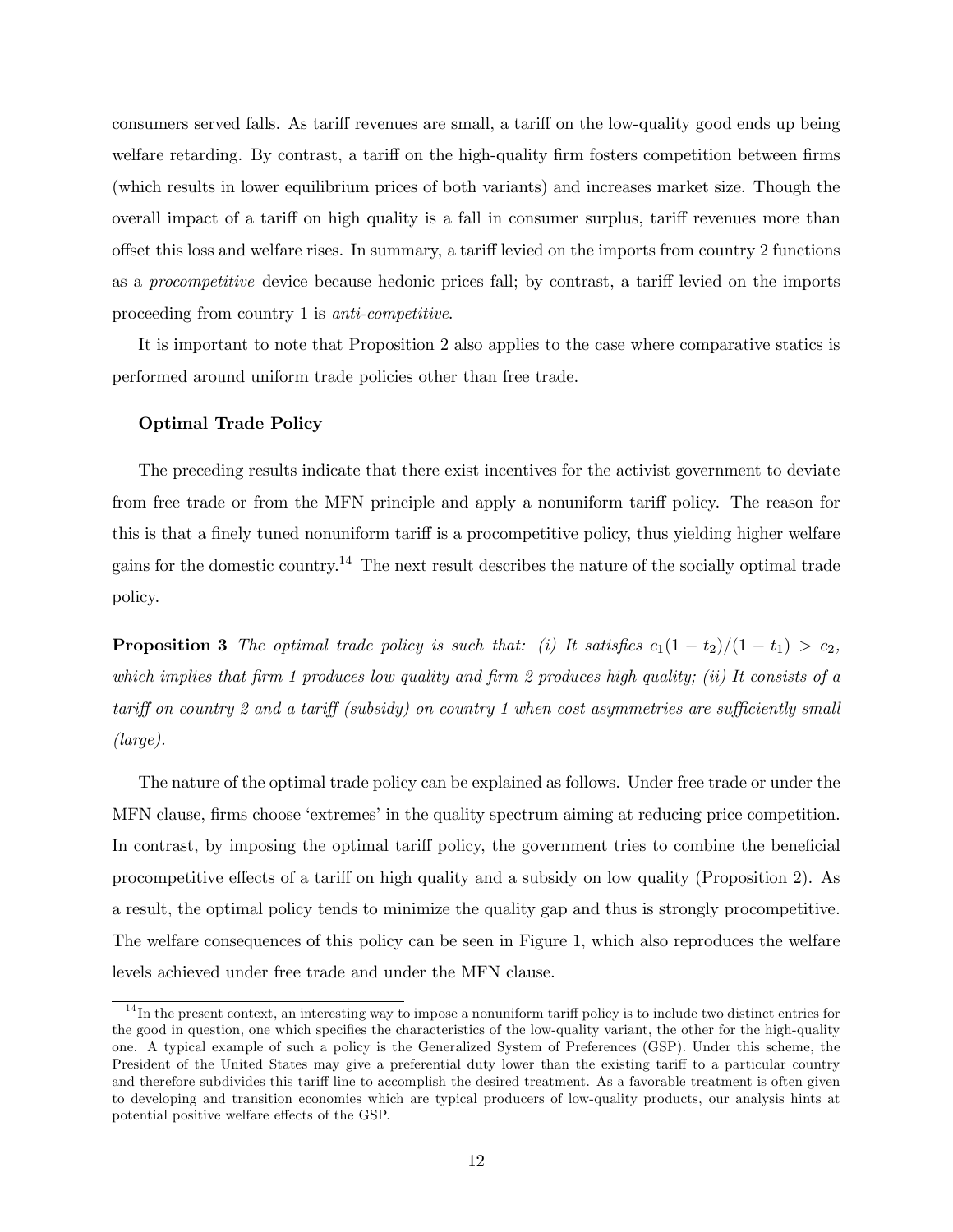consumers served falls. As tariff revenues are small, a tariff on the low-quality good ends up being welfare retarding. By contrast, a tariff on the high-quality firm fosters competition between firms (which results in lower equilibrium prices of both variants) and increases market size. Though the overall impact of a tariff on high quality is a fall in consumer surplus, tariff revenues more than offset this loss and welfare rises. In summary, a tariff levied on the imports from country 2 functions as a *procompetitive* device because hedonic prices fall; by contrast, a tariff levied on the imports proceeding from country 1 is *anti-competitive*.

It is important to note that Proposition 2 also applies to the case where comparative statics is performed around uniform trade policies other than free trade.

**Optimal Trade Policy**

The preceding results indicate that there exist incentives for the activist government to deviate from free trade or from the MFN principle and apply a nonuniform tariff policy. The reason for this is that a finely tuned nonuniform tariff is a procompetitive policy, thus yielding higher welfare gains for the domestic country.[14] The next result describes the nature of the socially optimal trade policy.

**Proposition 3** *The optimal trade policy is such that: (i) It satisfies* $c_1(1-t_2)/(1-t_1) > c_2$*, which implies that firm 1 produces low quality and firm 2 produces high quality; (ii) It consists of a tariff on country 2 and a tariff (subsidy) on country 1 when cost asymmetries are sufficiently small (large).*

The nature of the optimal trade policy can be explained as follows. Under free trade or under the MFN clause, firms choose 'extremes' in the quality spectrum aiming at reducing price competition. In contrast, by imposing the optimal tariff policy, the government tries to combine the beneficial procompetitive effects of a tariff on high quality and a subsidy on low quality (Proposition 2). As a result, the optimal policy tends to minimize the quality gap and thus is strongly procompetitive. The welfare consequences of this policy can be seen in Figure 1, which also reproduces the welfare levels achieved under free trade and under the MFN clause.

[14] In the present context, an interesting way to impose a nonuniform tariff policy is to include two distinct entries for the good in question, one which specifies the characteristics of the low-quality variant, the other for the high-quality one. A typical example of such a policy is the Generalized System of Preferences (GSP). Under this scheme, the President of the United States may give a preferential duty lower than the existing tariff to a particular country and therefore subdivides this tariff line to accomplish the desired treatment. As a favorable treatment is often given to developing and transition economies which are typical producers of low-quality products, our analysis hints at potential positive welfare effects of the GSP.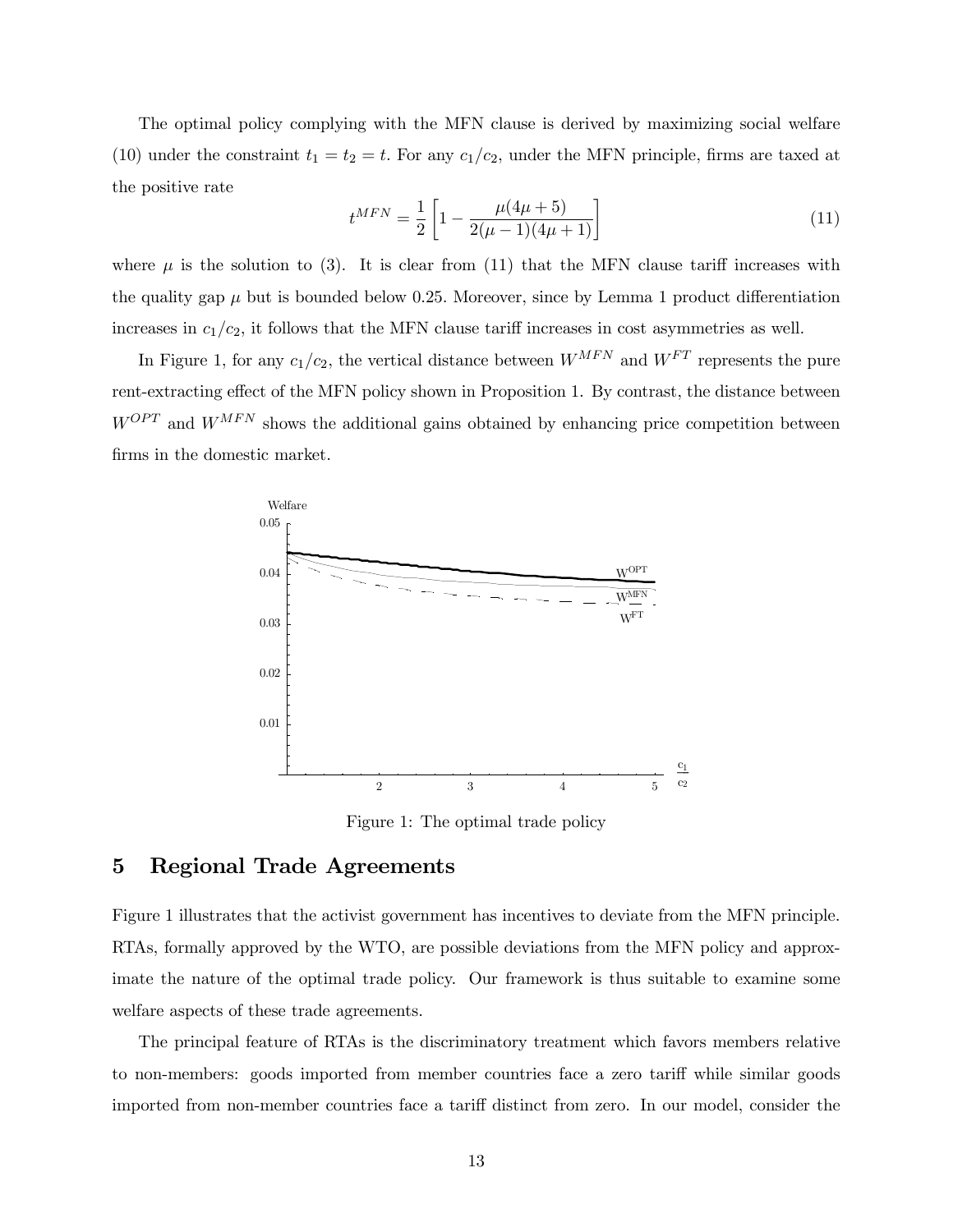The optimal policy complying with the MFN clause is derived by maximizing social welfare (10) under the constraint $t_1 = t_2 = t$. For any $c_1/c_2$, under the MFN principle, firms are taxed at the positive rate

$$t^{MFN} = \frac{1}{2}\left[1 - \frac{\mu(4\mu + 5)}{2(\mu - 1)(4\mu + 1)}\right] \tag{11}$$

where $\mu$ is the solution to (3). It is clear from (11) that the MFN clause tariff increases with the quality gap $\mu$ but is bounded below 0.25. Moreover, since by Lemma 1 product differentiation increases in $c_1/c_2$, it follows that the MFN clause tariff increases in cost asymmetries as well.

In Figure 1, for any $c_1/c_2$, the vertical distance between $W^{MFN}$ and $W^{FT}$ represents the pure rent-extracting effect of the MFN policy shown in Proposition 1. By contrast, the distance between $W^{OPT}$ and $W^{MFN}$ shows the additional gains obtained by enhancing price competition between firms in the domestic market.

Figure 1: The optimal trade policy

## 5 Regional Trade Agreements

Figure 1 illustrates that the activist government has incentives to deviate from the MFN principle. RTAs, formally approved by the WTO, are possible deviations from the MFN policy and approximate the nature of the optimal trade policy. Our framework is thus suitable to examine some welfare aspects of these trade agreements.

The principal feature of RTAs is the discriminatory treatment which favors members relative to non-members: goods imported from member countries face a zero tariff while similar goods imported from non-member countries face a tariff distinct from zero. In our model, consider the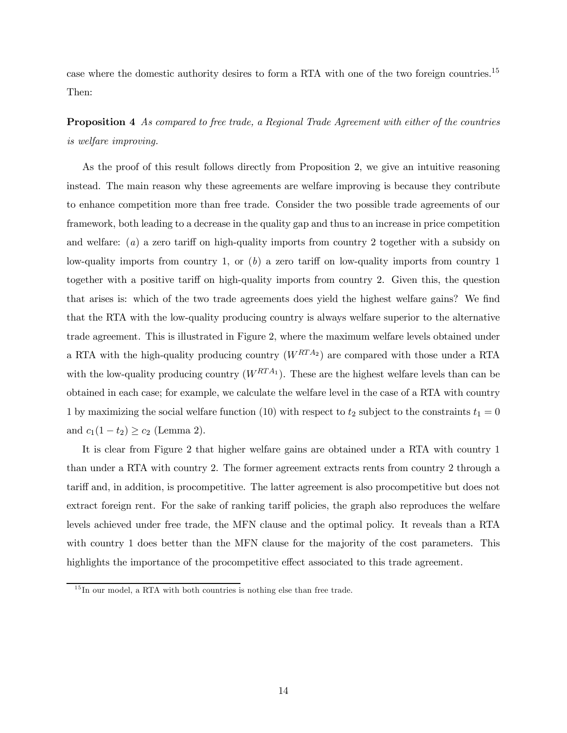case where the domestic authority desires to form a RTA with one of the two foreign countries.[15] Then:

**Proposition 4** *As compared to free trade, a Regional Trade Agreement with either of the countries is welfare improving.*

As the proof of this result follows directly from Proposition 2, we give an intuitive reasoning instead. The main reason why these agreements are welfare improving is because they contribute to enhance competition more than free trade. Consider the two possible trade agreements of our framework, both leading to a decrease in the quality gap and thus to an increase in price competition and welfare: $(a)$ a zero tariff on high-quality imports from country 2 together with a subsidy on low-quality imports from country 1, or $(b)$ a zero tariff on low-quality imports from country 1 together with a positive tariff on high-quality imports from country 2. Given this, the question that arises is: which of the two trade agreements does yield the highest welfare gains? We find that the RTA with the low-quality producing country is always welfare superior to the alternative trade agreement. This is illustrated in Figure 2, where the maximum welfare levels obtained under a RTA with the high-quality producing country ($W^{RTA_2}$) are compared with those under a RTA with the low-quality producing country ($W^{RTA_1}$). These are the highest welfare levels than can be obtained in each case; for example, we calculate the welfare level in the case of a RTA with country 1 by maximizing the social welfare function (10) with respect to $t_2$ subject to the constraints $t_1 = 0$ and $c_1(1 - t_2) \geq c_2$ (Lemma 2).

It is clear from Figure 2 that higher welfare gains are obtained under a RTA with country 1 than under a RTA with country 2. The former agreement extracts rents from country 2 through a tariff and, in addition, is procompetitive. The latter agreement is also procompetitive but does not extract foreign rent. For the sake of ranking tariff policies, the graph also reproduces the welfare levels achieved under free trade, the MFN clause and the optimal policy. It reveals than a RTA with country 1 does better than the MFN clause for the majority of the cost parameters. This highlights the importance of the procompetitive effect associated to this trade agreement.

[15] In our model, a RTA with both countries is nothing else than free trade.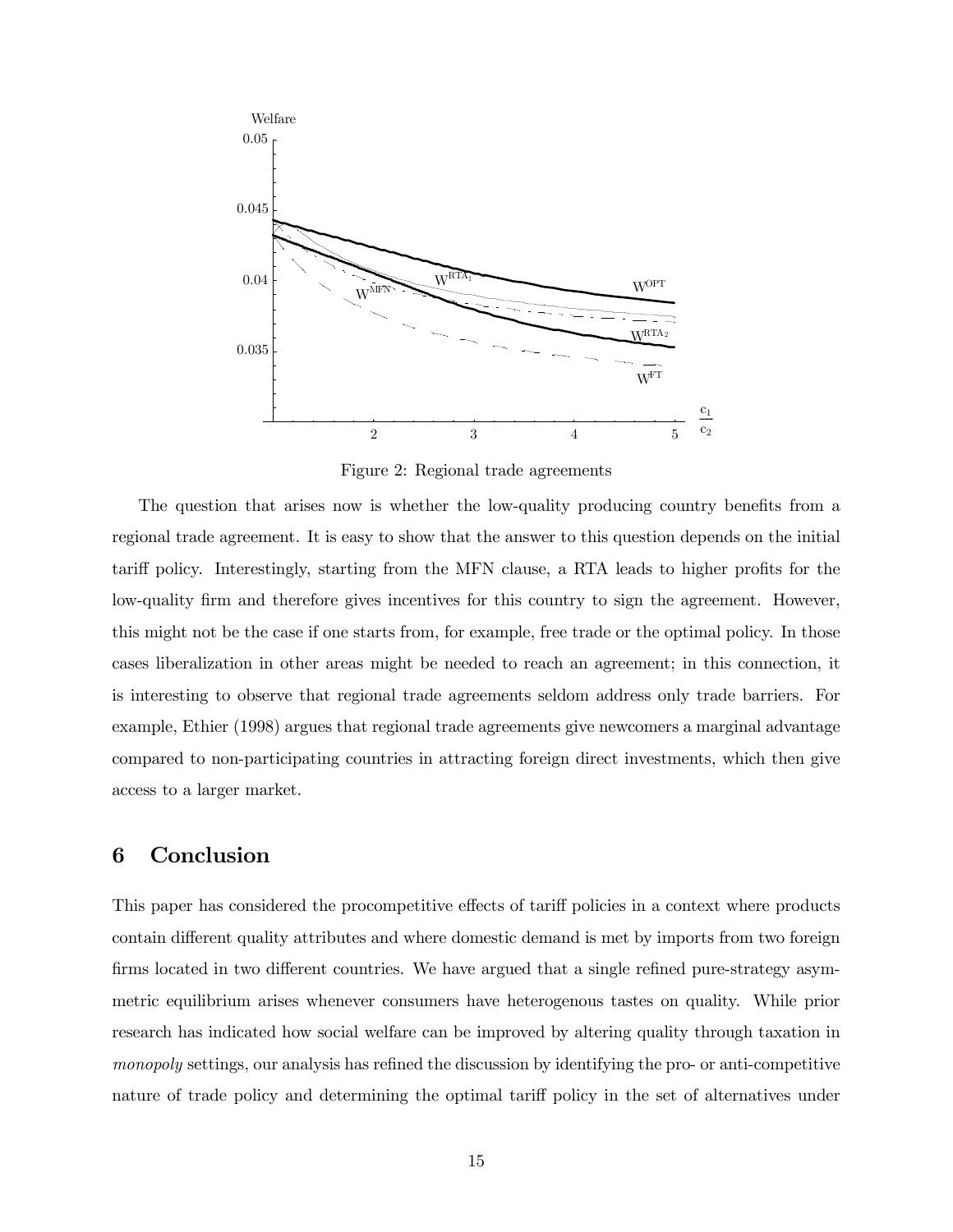Figure 2: Regional trade agreements

The question that arises now is whether the low-quality producing country benefits from a regional trade agreement. It is easy to show that the answer to this question depends on the initial tariff policy. Interestingly, starting from the MFN clause, a RTA leads to higher profits for the low-quality firm and therefore gives incentives for this country to sign the agreement. However, this might not be the case if one starts from, for example, free trade or the optimal policy. In those cases liberalization in other areas might be needed to reach an agreement; in this connection, it is interesting to observe that regional trade agreements seldom address only trade barriers. For example, Ethier (1998) argues that regional trade agreements give newcomers a marginal advantage compared to non-participating countries in attracting foreign direct investments, which then give access to a larger market.

## 6 Conclusion

This paper has considered the procompetitive effects of tariff policies in a context where products contain different quality attributes and where domestic demand is met by imports from two foreign firms located in two different countries. We have argued that a single refined pure-strategy asymmetric equilibrium arises whenever consumers have heterogenous tastes on quality. While prior research has indicated how social welfare can be improved by altering quality through taxation in *monopoly* settings, our analysis has refined the discussion by identifying the pro- or anti-competitive nature of trade policy and determining the optimal tariff policy in the set of alternatives under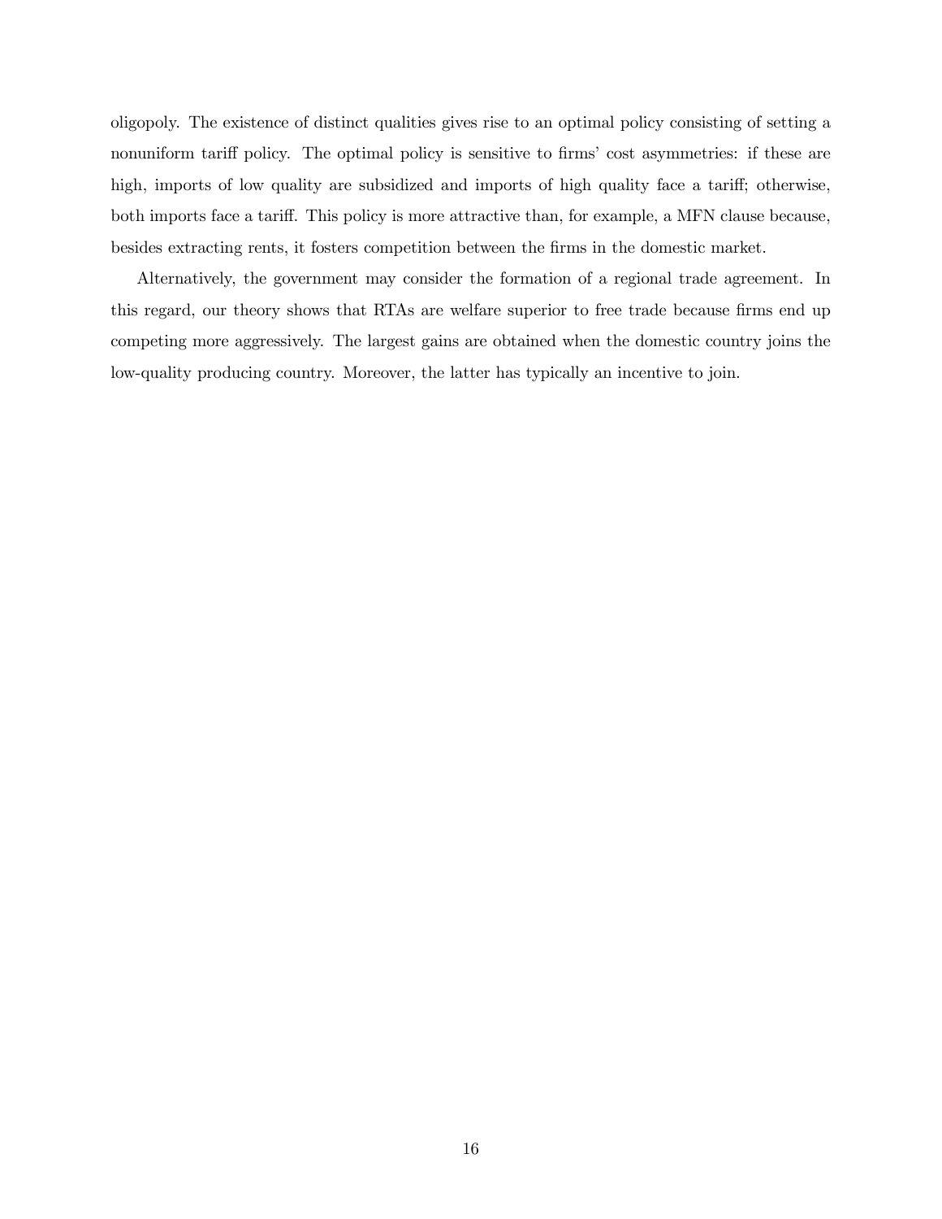oligopoly. The existence of distinct qualities gives rise to an optimal policy consisting of setting a nonuniform tariff policy. The optimal policy is sensitive to firms' cost asymmetries: if these are high, imports of low quality are subsidized and imports of high quality face a tariff; otherwise, both imports face a tariff. This policy is more attractive than, for example, a MFN clause because, besides extracting rents, it fosters competition between the firms in the domestic market.

Alternatively, the government may consider the formation of a regional trade agreement. In this regard, our theory shows that RTAs are welfare superior to free trade because firms end up competing more aggressively. The largest gains are obtained when the domestic country joins the low-quality producing country. Moreover, the latter has typically an incentive to join.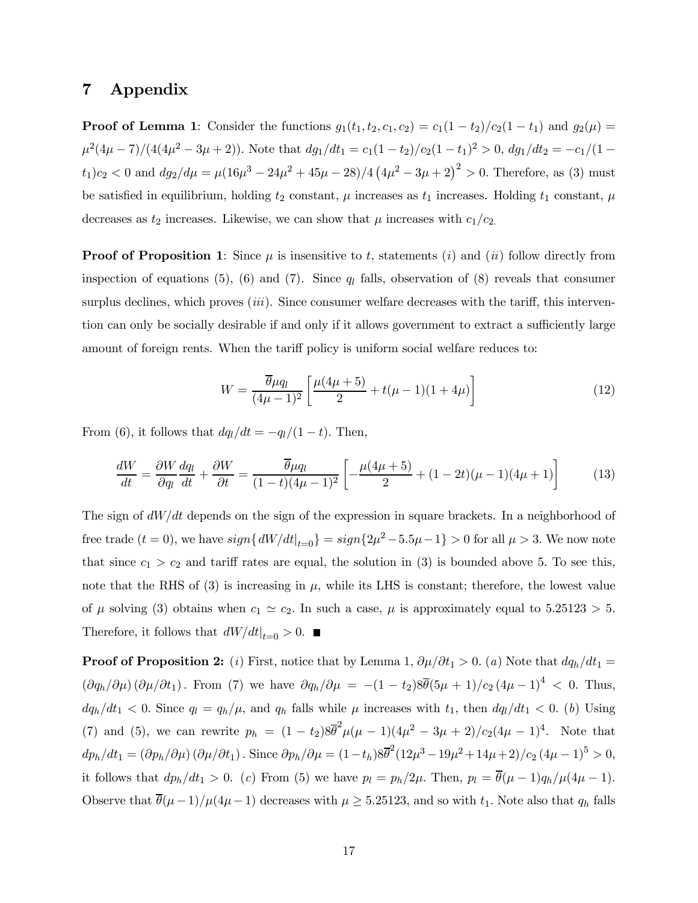# 7 Appendix

**Proof of Lemma 1**: Consider the functions $g_1(t_1, t_2, c_1, c_2) = c_1(1-t_2)/c_2(1-t_1)$ and $g_2(\mu) = \mu^2(4\mu-7)/(4(4\mu^2-3\mu+2))$. Note that $dg_1/dt_1 = c_1(1-t_2)/c_2(1-t_1)^2 > 0$, $dg_1/dt_2 = -c_1/(1-t_1)c_2 < 0$ and $dg_2/d\mu = \mu(16\mu^3 - 24\mu^2 + 45\mu - 28)/4\left(4\mu^2 - 3\mu + 2\right)^2 > 0$. Therefore, as (3) must be satisfied in equilibrium, holding $t_2$ constant, $\mu$ increases as $t_1$ increases. Holding $t_1$ constant, $\mu$ decreases as $t_2$ increases. Likewise, we can show that $\mu$ increases with $c_1/c_2$.

**Proof of Proposition 1**: Since $\mu$ is insensitive to $t$, statements $(i)$ and $(ii)$ follow directly from inspection of equations (5), (6) and (7). Since $q_l$ falls, observation of (8) reveals that consumer surplus declines, which proves $(iii)$. Since consumer welfare decreases with the tariff, this intervention can only be socially desirable if and only if it allows government to extract a sufficiently large amount of foreign rents. When the tariff policy is uniform social welfare reduces to:

$$W = \frac{\overline{\theta}\mu q_l}{(4\mu-1)^2}\left[\frac{\mu(4\mu+5)}{2} + t(\mu-1)(1+4\mu)\right] \tag{12}$$

From (6), it follows that $dq_l/dt = -q_l/(1-t)$. Then,

$$\frac{dW}{dt} = \frac{\partial W}{\partial q_l}\frac{dq_l}{dt} + \frac{\partial W}{\partial t} = \frac{\overline{\theta}\mu q_l}{(1-t)(4\mu-1)^2}\left[-\frac{\mu(4\mu+5)}{2} + (1-2t)(\mu-1)(4\mu+1)\right] \tag{13}$$

The sign of $dW/dt$ depends on the sign of the expression in square brackets. In a neighborhood of free trade ($t = 0$), we have $sign\{dW/dt|_{t=0}\} = sign\{2\mu^2 - 5.5\mu - 1\} > 0$ for all $\mu > 3$. We now note that since $c_1 > c_2$ and tariff rates are equal, the solution in (3) is bounded above 5. To see this, note that the RHS of (3) is increasing in $\mu$, while its LHS is constant; therefore, the lowest value of $\mu$ solving (3) obtains when $c_1 \simeq c_2$. In such a case, $\mu$ is approximately equal to $5.25123 > 5$. Therefore, it follows that $dW/dt|_{t=0} > 0$. ■

**Proof of Proposition 2:** $(i)$ First, notice that by Lemma 1, $\partial\mu/\partial t_1 > 0$. $(a)$ Note that $dq_h/dt_1 = (\partial q_h/\partial\mu)(\partial\mu/\partial t_1)$. From (7) we have $\partial q_h/\partial\mu = -(1-t_2)8\overline{\theta}(5\mu+1)/c_2(4\mu-1)^4 < 0$. Thus, $dq_h/dt_1 < 0$. Since $q_l = q_h/\mu$, and $q_h$ falls while $\mu$ increases with $t_1$, then $dq_l/dt_1 < 0$. $(b)$ Using (7) and (5), we can rewrite $p_h = (1-t_2)8\overline{\theta}^2\mu(\mu-1)(4\mu^2-3\mu+2)/c_2(4\mu-1)^4$. Note that $dp_h/dt_1 = (\partial p_h/\partial\mu)(\partial\mu/\partial t_1)$. Since $\partial p_h/\partial\mu = (1-t_h)8\overline{\theta}^2(12\mu^3 - 19\mu^2 + 14\mu + 2)/c_2(4\mu-1)^5 > 0$, it follows that $dp_h/dt_1 > 0$. $(c)$ From (5) we have $p_l = p_h/2\mu$. Then, $p_l = \overline{\theta}(\mu-1)q_h/\mu(4\mu-1)$. Observe that $\overline{\theta}(\mu-1)/\mu(4\mu-1)$ decreases with $\mu \geq 5.25123$, and so with $t_1$. Note also that $q_h$ falls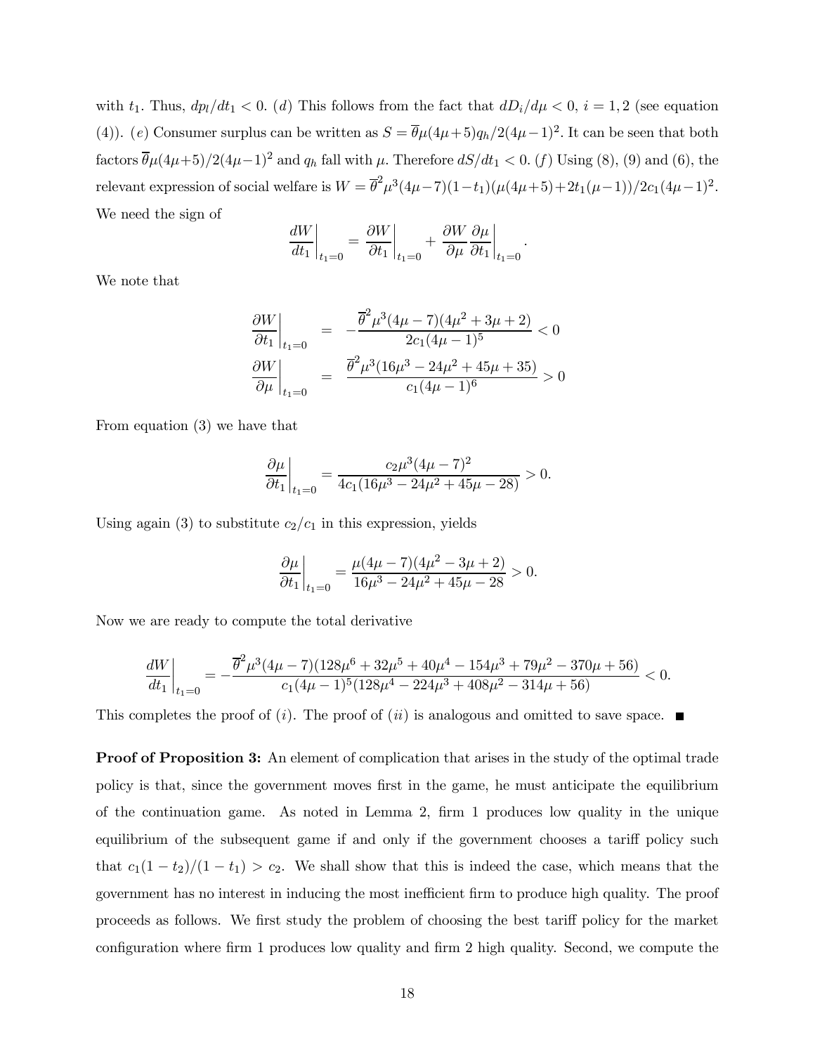with $t_1$. Thus, $dp_l/dt_1 < 0$. $(d)$ This follows from the fact that $dD_i/d\mu < 0$, $i = 1, 2$ (see equation (4)). $(e)$ Consumer surplus can be written as $S = \overline{\theta}\mu(4\mu+5)q_h/2(4\mu-1)^2$. It can be seen that both factors $\overline{\theta}\mu(4\mu+5)/2(4\mu-1)^2$ and $q_h$ fall with $\mu$. Therefore $dS/dt_1 < 0$. $(f)$ Using (8), (9) and (6), the relevant expression of social welfare is $W = \overline{\theta}^2\mu^3(4\mu-7)(1-t_1)(\mu(4\mu+5)+2t_1(\mu-1))/2c_1(4\mu-1)^2$. We need the sign of

$$\left.\frac{dW}{dt_1}\right|_{t_1=0} = \left.\frac{\partial W}{\partial t_1}\right|_{t_1=0} + \left.\frac{\partial W}{\partial \mu}\frac{\partial \mu}{\partial t_1}\right|_{t_1=0}.$$

We note that

$$\begin{aligned}
\left.\frac{\partial W}{\partial t_1}\right|_{t_1=0} &= -\frac{\overline{\theta}^2\mu^3(4\mu-7)(4\mu^2+3\mu+2)}{2c_1(4\mu-1)^5} < 0 \\
\left.\frac{\partial W}{\partial \mu}\right|_{t_1=0} &= \frac{\overline{\theta}^2\mu^3(16\mu^3-24\mu^2+45\mu+35)}{c_1(4\mu-1)^6} > 0
\end{aligned}$$

From equation (3) we have that

$$\left.\frac{\partial \mu}{\partial t_1}\right|_{t_1=0} = \frac{c_2\mu^3(4\mu-7)^2}{4c_1(16\mu^3-24\mu^2+45\mu-28)} > 0.$$

Using again (3) to substitute $c_2/c_1$ in this expression, yields

$$\left.\frac{\partial \mu}{\partial t_1}\right|_{t_1=0} = \frac{\mu(4\mu-7)(4\mu^2-3\mu+2)}{16\mu^3-24\mu^2+45\mu-28} > 0.$$

Now we are ready to compute the total derivative

$$\left.\frac{dW}{dt_1}\right|_{t_1=0} = -\frac{\overline{\theta}^2\mu^3(4\mu-7)(128\mu^6+32\mu^5+40\mu^4-154\mu^3+79\mu^2-370\mu+56)}{c_1(4\mu-1)^5(128\mu^4-224\mu^3+408\mu^2-314\mu+56)} < 0.$$

This completes the proof of $(i)$. The proof of $(ii)$ is analogous and omitted to save space. ■

**Proof of Proposition 3:** An element of complication that arises in the study of the optimal trade policy is that, since the government moves first in the game, he must anticipate the equilibrium of the continuation game. As noted in Lemma 2, firm 1 produces low quality in the unique equilibrium of the subsequent game if and only if the government chooses a tariff policy such that $c_1(1-t_2)/(1-t_1) > c_2$. We shall show that this is indeed the case, which means that the government has no interest in inducing the most inefficient firm to produce high quality. The proof proceeds as follows. We first study the problem of choosing the best tariff policy for the market configuration where firm 1 produces low quality and firm 2 high quality. Second, we compute the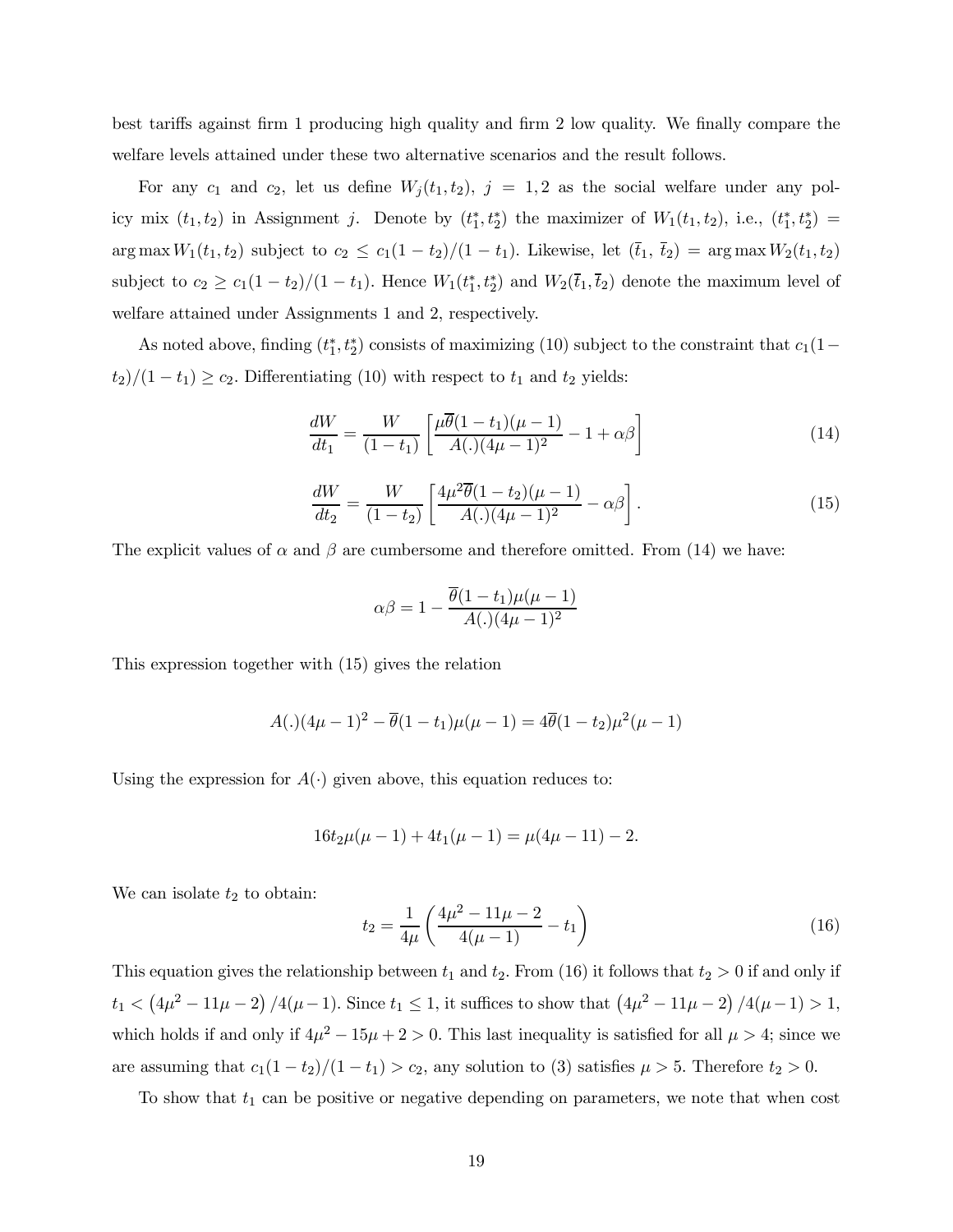best tariffs against firm 1 producing high quality and firm 2 low quality. We finally compare the welfare levels attained under these two alternative scenarios and the result follows.

For any $c_1$ and $c_2$, let us define $W_j(t_1, t_2)$, $j = 1, 2$ as the social welfare under any policy mix $(t_1, t_2)$ in Assignment $j$. Denote by $(t_1^*, t_2^*)$ the maximizer of $W_1(t_1, t_2)$, i.e., $(t_1^*, t_2^*) = \arg\max W_1(t_1, t_2)$ subject to $c_2 \leq c_1(1-t_2)/(1-t_1)$. Likewise, let $(\bar{t}_1, \bar{t}_2) = \arg\max W_2(t_1, t_2)$ subject to $c_2 \geq c_1(1-t_2)/(1-t_1)$. Hence $W_1(t_1^*, t_2^*)$ and $W_2(\bar{t}_1, \bar{t}_2)$ denote the maximum level of welfare attained under Assignments 1 and 2, respectively.

As noted above, finding $(t_1^*, t_2^*)$ consists of maximizing (10) subject to the constraint that $c_1(1-t_2)/(1-t_1) \geq c_2$. Differentiating (10) with respect to $t_1$ and $t_2$ yields:

$$\frac{dW}{dt_1} = \frac{W}{(1-t_1)}\left[\frac{\mu\overline{\theta}(1-t_1)(\mu-1)}{A(.)(4\mu-1)^2} - 1 + \alpha\beta\right] \tag{14}$$

$$\frac{dW}{dt_2} = \frac{W}{(1-t_2)}\left[\frac{4\mu^2\overline{\theta}(1-t_2)(\mu-1)}{A(.)(4\mu-1)^2} - \alpha\beta\right]. \tag{15}$$

The explicit values of $\alpha$ and $\beta$ are cumbersome and therefore omitted. From (14) we have:

$$\alpha\beta = 1 - \frac{\overline{\theta}(1-t_1)\mu(\mu-1)}{A(.)(4\mu-1)^2}$$

This expression together with (15) gives the relation

$$A(.)(4\mu-1)^2 - \overline{\theta}(1-t_1)\mu(\mu-1) = 4\overline{\theta}(1-t_2)\mu^2(\mu-1)$$

Using the expression for $A(\cdot)$ given above, this equation reduces to:

$$16t_2\mu(\mu-1) + 4t_1(\mu-1) = \mu(4\mu-11) - 2.$$

We can isolate $t_2$ to obtain:

$$t_2 = \frac{1}{4\mu}\left(\frac{4\mu^2 - 11\mu - 2}{4(\mu-1)} - t_1\right) \tag{16}$$

This equation gives the relationship between $t_1$ and $t_2$. From (16) it follows that $t_2 > 0$ if and only if $t_1 < \left(4\mu^2 - 11\mu - 2\right)/4(\mu-1)$. Since $t_1 \leq 1$, it suffices to show that $\left(4\mu^2 - 11\mu - 2\right)/4(\mu-1) > 1$, which holds if and only if $4\mu^2 - 15\mu + 2 > 0$. This last inequality is satisfied for all $\mu > 4$; since we are assuming that $c_1(1-t_2)/(1-t_1) > c_2$, any solution to (3) satisfies $\mu > 5$. Therefore $t_2 > 0$.

To show that $t_1$ can be positive or negative depending on parameters, we note that when cost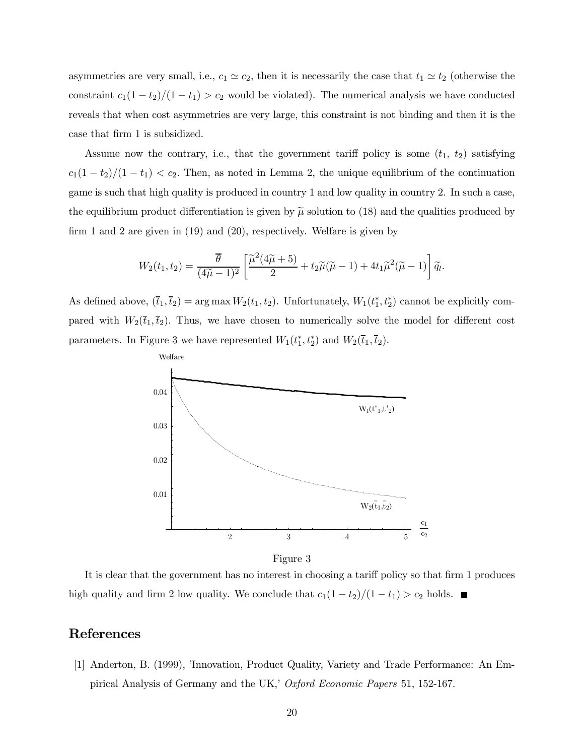asymmetries are very small, i.e., $c_1 \simeq c_2$, then it is necessarily the case that $t_1 \simeq t_2$ (otherwise the constraint $c_1(1-t_2)/(1-t_1) > c_2$ would be violated). The numerical analysis we have conducted reveals that when cost asymmetries are very large, this constraint is not binding and then it is the case that firm 1 is subsidized.

Assume now the contrary, i.e., that the government tariff policy is some $(t_1, t_2)$ satisfying $c_1(1-t_2)/(1-t_1) < c_2$. Then, as noted in Lemma 2, the unique equilibrium of the continuation game is such that high quality is produced in country 1 and low quality in country 2. In such a case, the equilibrium product differentiation is given by $\widetilde{\mu}$ solution to (18) and the qualities produced by firm 1 and 2 are given in (19) and (20), respectively. Welfare is given by

$$W_2(t_1, t_2) = \frac{\overline{\theta}}{(4\widetilde{\mu}-1)^2}\left[\frac{\widetilde{\mu}^2(4\widetilde{\mu}+5)}{2} + t_2\widetilde{\mu}(\widetilde{\mu}-1) + 4t_1\widetilde{\mu}^2(\widetilde{\mu}-1)\right]\widetilde{q}_l.$$

As defined above, $(\overline{t}_1, \overline{t}_2) = \arg\max W_2(t_1, t_2)$. Unfortunately, $W_1(t_1^*, t_2^*)$ cannot be explicitly compared with $W_2(\overline{t}_1, \overline{t}_2)$. Thus, we have chosen to numerically solve the model for different cost parameters. In Figure 3 we have represented $W_1(t_1^*, t_2^*)$ and $W_2(\overline{t}_1, \overline{t}_2)$.

Figure 3

It is clear that the government has no interest in choosing a tariff policy so that firm 1 produces high quality and firm 2 low quality. We conclude that $c_1(1-t_2)/(1-t_1) > c_2$ holds. ■

## References

[1] Anderton, B. (1999), 'Innovation, Product Quality, Variety and Trade Performance: An Empirical Analysis of Germany and the UK,' *Oxford Economic Papers* 51, 152-167.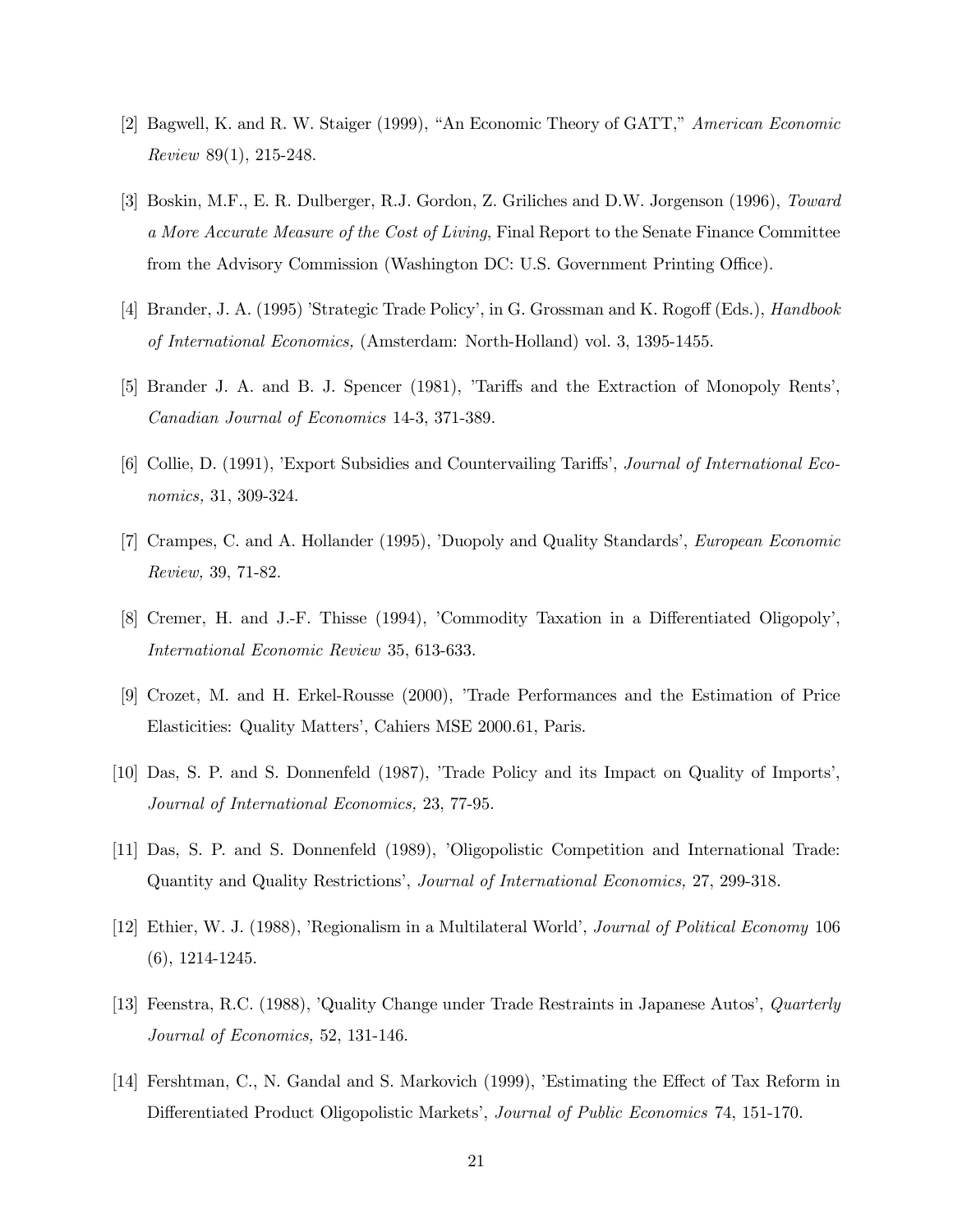[2] Bagwell, K. and R. W. Staiger (1999), "An Economic Theory of GATT," *American Economic Review* 89(1), 215-248.

[3] Boskin, M.F., E. R. Dulberger, R.J. Gordon, Z. Griliches and D.W. Jorgenson (1996), *Toward a More Accurate Measure of the Cost of Living*, Final Report to the Senate Finance Committee from the Advisory Commission (Washington DC: U.S. Government Printing Office).

[4] Brander, J. A. (1995) 'Strategic Trade Policy', in G. Grossman and K. Rogoff (Eds.), *Handbook of International Economics,* (Amsterdam: North-Holland) vol. 3, 1395-1455.

[5] Brander J. A. and B. J. Spencer (1981), 'Tariffs and the Extraction of Monopoly Rents', *Canadian Journal of Economics* 14-3, 371-389.

[6] Collie, D. (1991), 'Export Subsidies and Countervailing Tariffs', *Journal of International Economics,* 31, 309-324.

[7] Crampes, C. and A. Hollander (1995), 'Duopoly and Quality Standards', *European Economic Review,* 39, 71-82.

[8] Cremer, H. and J.-F. Thisse (1994), 'Commodity Taxation in a Differentiated Oligopoly', *International Economic Review* 35, 613-633.

[9] Crozet, M. and H. Erkel-Rousse (2000), 'Trade Performances and the Estimation of Price Elasticities: Quality Matters', Cahiers MSE 2000.61, Paris.

[10] Das, S. P. and S. Donnenfeld (1987), 'Trade Policy and its Impact on Quality of Imports', *Journal of International Economics,* 23, 77-95.

[11] Das, S. P. and S. Donnenfeld (1989), 'Oligopolistic Competition and International Trade: Quantity and Quality Restrictions', *Journal of International Economics,* 27, 299-318.

[12] Ethier, W. J. (1988), 'Regionalism in a Multilateral World', *Journal of Political Economy* 106 (6), 1214-1245.

[13] Feenstra, R.C. (1988), 'Quality Change under Trade Restraints in Japanese Autos', *Quarterly Journal of Economics,* 52, 131-146.

[14] Fershtman, C., N. Gandal and S. Markovich (1999), 'Estimating the Effect of Tax Reform in Differentiated Product Oligopolistic Markets', *Journal of Public Economics* 74, 151-170.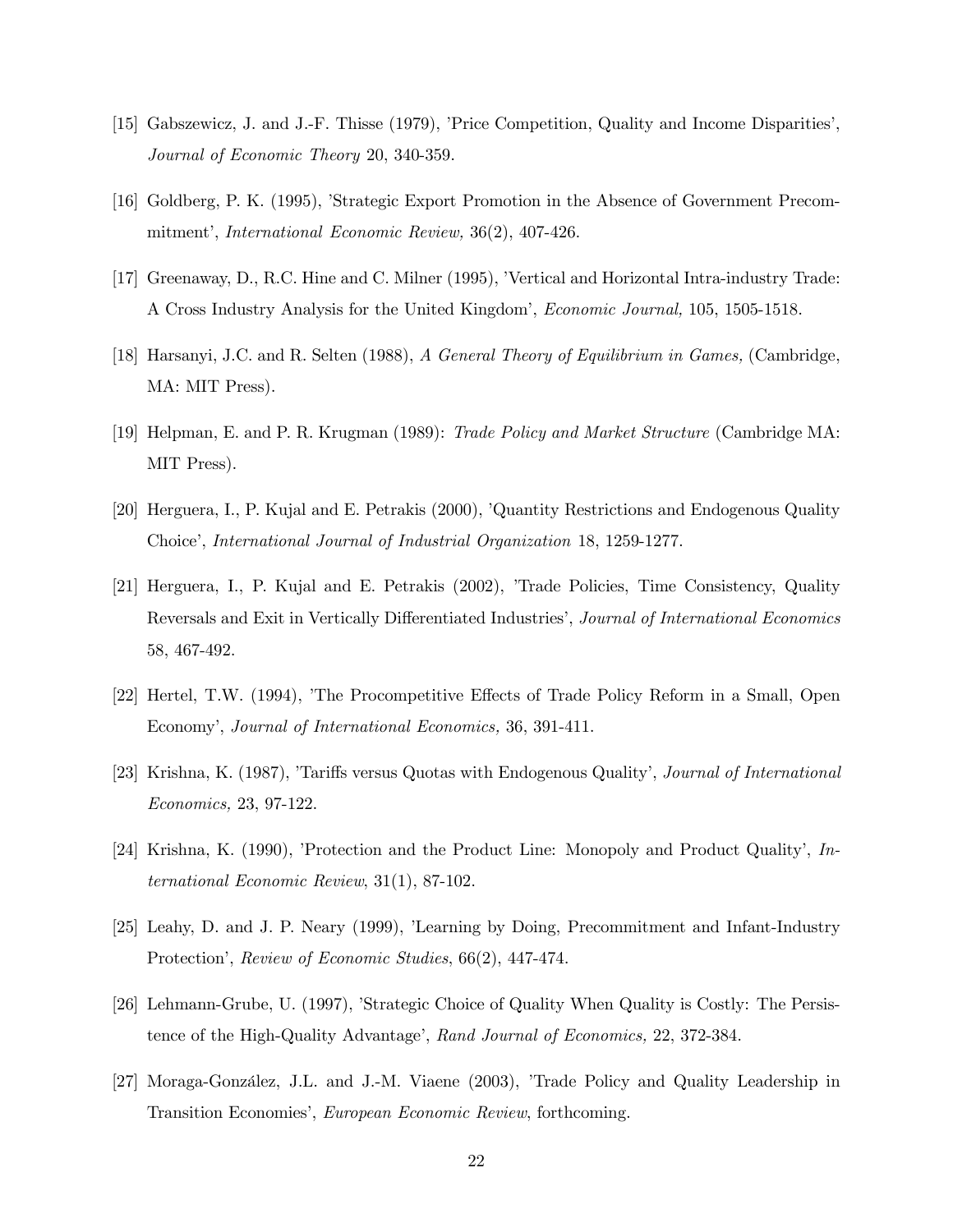[15] Gabszewicz, J. and J.-F. Thisse (1979), 'Price Competition, Quality and Income Disparities', *Journal of Economic Theory* 20, 340-359.

[16] Goldberg, P. K. (1995), 'Strategic Export Promotion in the Absence of Government Precommitment', *International Economic Review,* 36(2), 407-426.

[17] Greenaway, D., R.C. Hine and C. Milner (1995), 'Vertical and Horizontal Intra-industry Trade: A Cross Industry Analysis for the United Kingdom', *Economic Journal,* 105, 1505-1518.

[18] Harsanyi, J.C. and R. Selten (1988), *A General Theory of Equilibrium in Games,* (Cambridge, MA: MIT Press).

[19] Helpman, E. and P. R. Krugman (1989): *Trade Policy and Market Structure* (Cambridge MA: MIT Press).

[20] Herguera, I., P. Kujal and E. Petrakis (2000), 'Quantity Restrictions and Endogenous Quality Choice', *International Journal of Industrial Organization* 18, 1259-1277.

[21] Herguera, I., P. Kujal and E. Petrakis (2002), 'Trade Policies, Time Consistency, Quality Reversals and Exit in Vertically Differentiated Industries', *Journal of International Economics* 58, 467-492.

[22] Hertel, T.W. (1994), 'The Procompetitive Effects of Trade Policy Reform in a Small, Open Economy', *Journal of International Economics,* 36, 391-411.

[23] Krishna, K. (1987), 'Tariffs versus Quotas with Endogenous Quality', *Journal of International Economics,* 23, 97-122.

[24] Krishna, K. (1990), 'Protection and the Product Line: Monopoly and Product Quality', *International Economic Review*, 31(1), 87-102.

[25] Leahy, D. and J. P. Neary (1999), 'Learning by Doing, Precommitment and Infant-Industry Protection', *Review of Economic Studies*, 66(2), 447-474.

[26] Lehmann-Grube, U. (1997), 'Strategic Choice of Quality When Quality is Costly: The Persistence of the High-Quality Advantage', *Rand Journal of Economics,* 22, 372-384.

[27] Moraga-González, J.L. and J.-M. Viaene (2003), 'Trade Policy and Quality Leadership in Transition Economies', *European Economic Review*, forthcoming.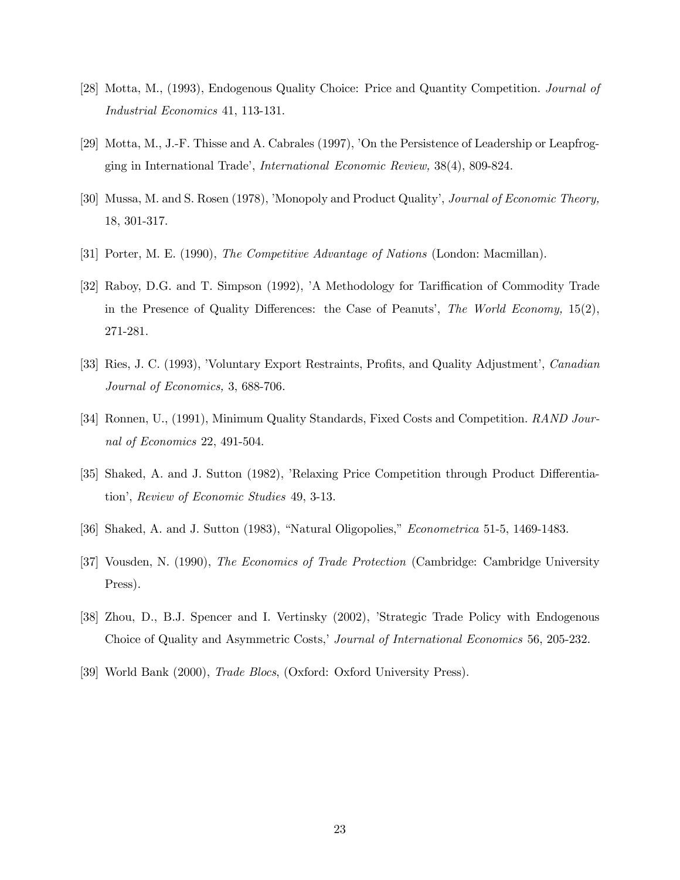[28] Motta, M., (1993), Endogenous Quality Choice: Price and Quantity Competition. *Journal of Industrial Economics* 41, 113-131.

[29] Motta, M., J.-F. Thisse and A. Cabrales (1997), 'On the Persistence of Leadership or Leapfrogging in International Trade', *International Economic Review,* 38(4), 809-824.

[30] Mussa, M. and S. Rosen (1978), 'Monopoly and Product Quality', *Journal of Economic Theory,* 18, 301-317.

[31] Porter, M. E. (1990), *The Competitive Advantage of Nations* (London: Macmillan).

[32] Raboy, D.G. and T. Simpson (1992), 'A Methodology for Tariffication of Commodity Trade in the Presence of Quality Differences: the Case of Peanuts', *The World Economy,* 15(2), 271-281.

[33] Ries, J. C. (1993), 'Voluntary Export Restraints, Profits, and Quality Adjustment', *Canadian Journal of Economics,* 3, 688-706.

[34] Ronnen, U., (1991), Minimum Quality Standards, Fixed Costs and Competition. *RAND Journal of Economics* 22, 491-504.

[35] Shaked, A. and J. Sutton (1982), 'Relaxing Price Competition through Product Differentiation', *Review of Economic Studies* 49, 3-13.

[36] Shaked, A. and J. Sutton (1983), "Natural Oligopolies," *Econometrica* 51-5, 1469-1483.

[37] Vousden, N. (1990), *The Economics of Trade Protection* (Cambridge: Cambridge University Press).

[38] Zhou, D., B.J. Spencer and I. Vertinsky (2002), 'Strategic Trade Policy with Endogenous Choice of Quality and Asymmetric Costs,' *Journal of International Economics* 56, 205-232.

[39] World Bank (2000), *Trade Blocs*, (Oxford: Oxford University Press).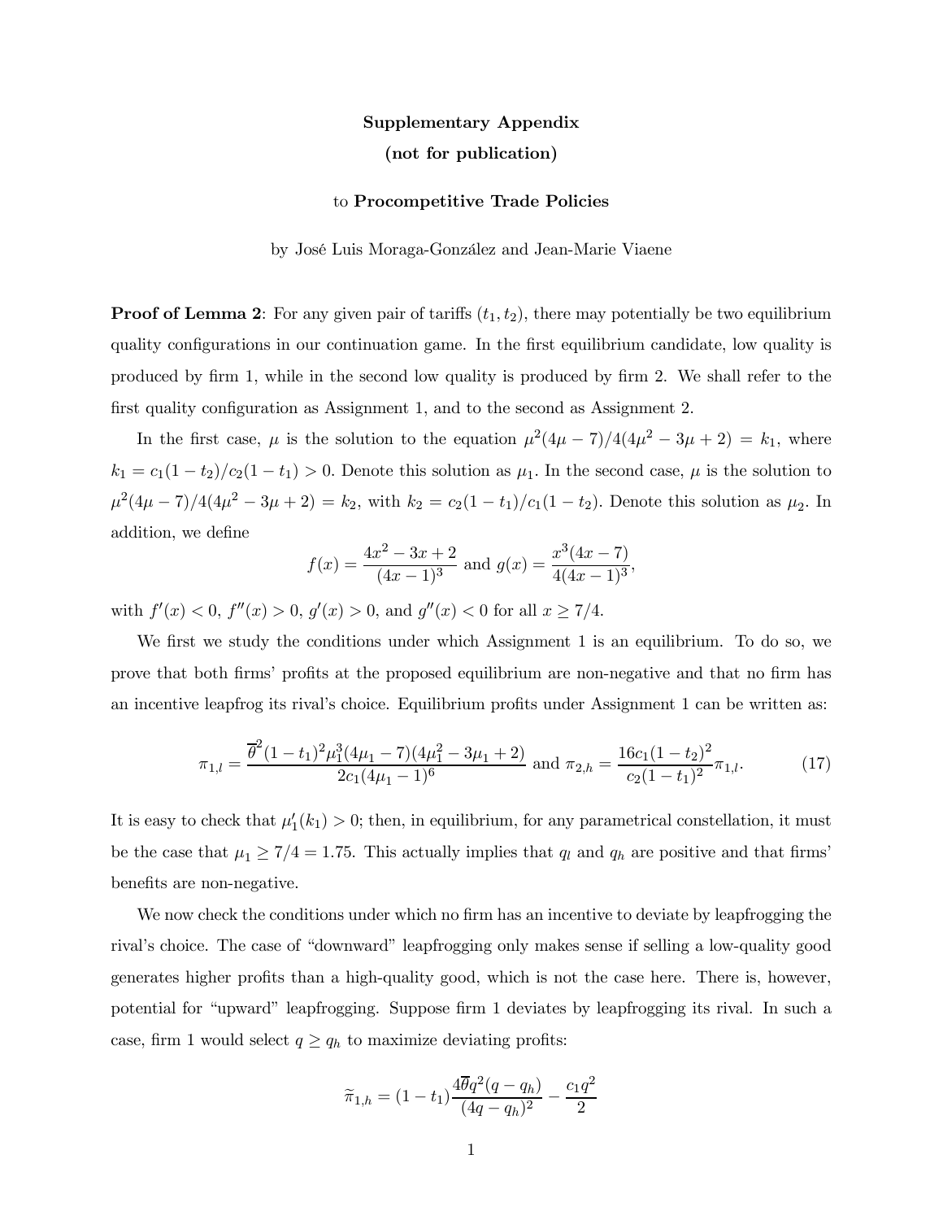**Supplementary Appendix**

**(not for publication)**

to **Procompetitive Trade Policies**

by José Luis Moraga-González and Jean-Marie Viaene

**Proof of Lemma 2**: For any given pair of tariffs $(t_1, t_2)$, there may potentially be two equilibrium quality configurations in our continuation game. In the first equilibrium candidate, low quality is produced by firm 1, while in the second low quality is produced by firm 2. We shall refer to the first quality configuration as Assignment 1, and to the second as Assignment 2.

In the first case, $\mu$ is the solution to the equation $\mu^2(4\mu - 7)/4(4\mu^2 - 3\mu + 2) = k_1$, where $k_1 = c_1(1 - t_2)/c_2(1 - t_1) > 0$. Denote this solution as $\mu_1$. In the second case, $\mu$ is the solution to $\mu^2(4\mu - 7)/4(4\mu^2 - 3\mu + 2) = k_2$, with $k_2 = c_2(1 - t_1)/c_1(1 - t_2)$. Denote this solution as $\mu_2$. In addition, we define

$$f(x) = \frac{4x^2 - 3x + 2}{(4x - 1)^3} \text{ and } g(x) = \frac{x^3(4x - 7)}{4(4x - 1)^3},$$

with $f'(x) < 0$, $f''(x) > 0$, $g'(x) > 0$, and $g''(x) < 0$ for all $x \geq 7/4$.

We first we study the conditions under which Assignment 1 is an equilibrium. To do so, we prove that both firms' profits at the proposed equilibrium are non-negative and that no firm has an incentive leapfrog its rival's choice. Equilibrium profits under Assignment 1 can be written as:

$$\pi_{1,l} = \frac{\overline{\theta}^2(1 - t_1)^2\mu_1^3(4\mu_1 - 7)(4\mu_1^2 - 3\mu_1 + 2)}{2c_1(4\mu_1 - 1)^6} \text{ and } \pi_{2,h} = \frac{16c_1(1 - t_2)^2}{c_2(1 - t_1)^2}\pi_{1,l}. \tag{17}$$

It is easy to check that $\mu_1'(k_1) > 0$; then, in equilibrium, for any parametrical constellation, it must be the case that $\mu_1 \geq 7/4 = 1.75$. This actually implies that $q_l$ and $q_h$ are positive and that firms' benefits are non-negative.

We now check the conditions under which no firm has an incentive to deviate by leapfrogging the rival's choice. The case of "downward" leapfrogging only makes sense if selling a low-quality good generates higher profits than a high-quality good, which is not the case here. There is, however, potential for "upward" leapfrogging. Suppose firm 1 deviates by leapfrogging its rival. In such a case, firm 1 would select $q \geq q_h$ to maximize deviating profits:

$$\widetilde{\pi}_{1,h} = (1 - t_1)\frac{4\overline{\theta}q^2(q - q_h)}{(4q - q_h)^2} - \frac{c_1q^2}{2}$$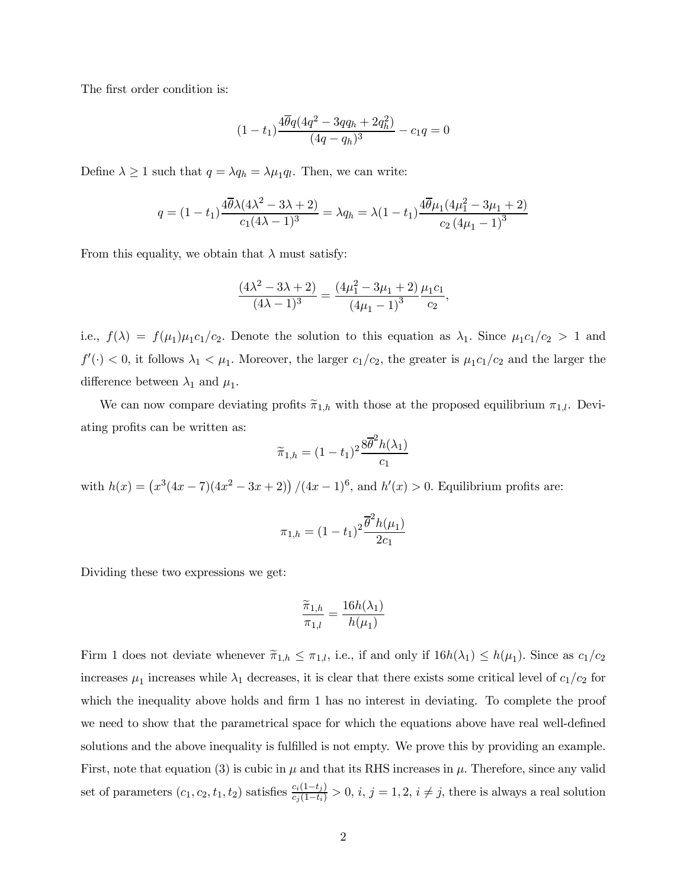The first order condition is:

$$(1-t_1)\frac{4\overline{\theta}q(4q^2-3qq_h+2q_h^2)}{(4q-q_h)^3}-c_1q=0$$

Define $\lambda \geq 1$ such that $q = \lambda q_h = \lambda\mu_1 q_l$. Then, we can write:

$$q=(1-t_1)\frac{4\overline{\theta}\lambda(4\lambda^2-3\lambda+2)}{c_1(4\lambda-1)^3}=\lambda q_h=\lambda(1-t_1)\frac{4\overline{\theta}\mu_1(4\mu_1^2-3\mu_1+2)}{c_2\left(4\mu_1-1\right)^3}$$

From this equality, we obtain that $\lambda$ must satisfy:

$$\frac{(4\lambda^2-3\lambda+2)}{(4\lambda-1)^3}=\frac{(4\mu_1^2-3\mu_1+2)}{\left(4\mu_1-1\right)^3}\frac{\mu_1 c_1}{c_2},$$

i.e., $f(\lambda) = f(\mu_1)\mu_1 c_1/c_2$. Denote the solution to this equation as $\lambda_1$. Since $\mu_1 c_1/c_2 > 1$ and $f'(\cdot) < 0$, it follows $\lambda_1 < \mu_1$. Moreover, the larger $c_1/c_2$, the greater is $\mu_1 c_1/c_2$ and the larger the difference between $\lambda_1$ and $\mu_1$.

We can now compare deviating profits $\widetilde{\pi}_{1,h}$ with those at the proposed equilibrium $\pi_{1,l}$. Deviating profits can be written as:

$$\widetilde{\pi}_{1,h}=(1-t_1)^2\frac{8\overline{\theta}^2h(\lambda_1)}{c_1}$$

with $h(x) = \left(x^3(4x-7)(4x^2-3x+2)\right)/(4x-1)^6$, and $h'(x) > 0$. Equilibrium profits are:

$$\pi_{1,h}=(1-t_1)^2\frac{\overline{\theta}^2h(\mu_1)}{2c_1}$$

Dividing these two expressions we get:

$$\frac{\widetilde{\pi}_{1,h}}{\pi_{1,l}}=\frac{16h(\lambda_1)}{h(\mu_1)}$$

Firm 1 does not deviate whenever $\widetilde{\pi}_{1,h} \leq \pi_{1,l}$, i.e., if and only if $16h(\lambda_1) \leq h(\mu_1)$. Since as $c_1/c_2$ increases $\mu_1$ increases while $\lambda_1$ decreases, it is clear that there exists some critical level of $c_1/c_2$ for which the inequality above holds and firm 1 has no interest in deviating. To complete the proof we need to show that the parametrical space for which the equations above have real well-defined solutions and the above inequality is fulfilled is not empty. We prove this by providing an example. First, note that equation (3) is cubic in $\mu$ and that its RHS increases in $\mu$. Therefore, since any valid set of parameters $(c_1, c_2, t_1, t_2)$ satisfies $\frac{c_i(1-t_j)}{c_j(1-t_i)} > 0$, $i, j = 1, 2$, $i \neq j$, there is always a real solution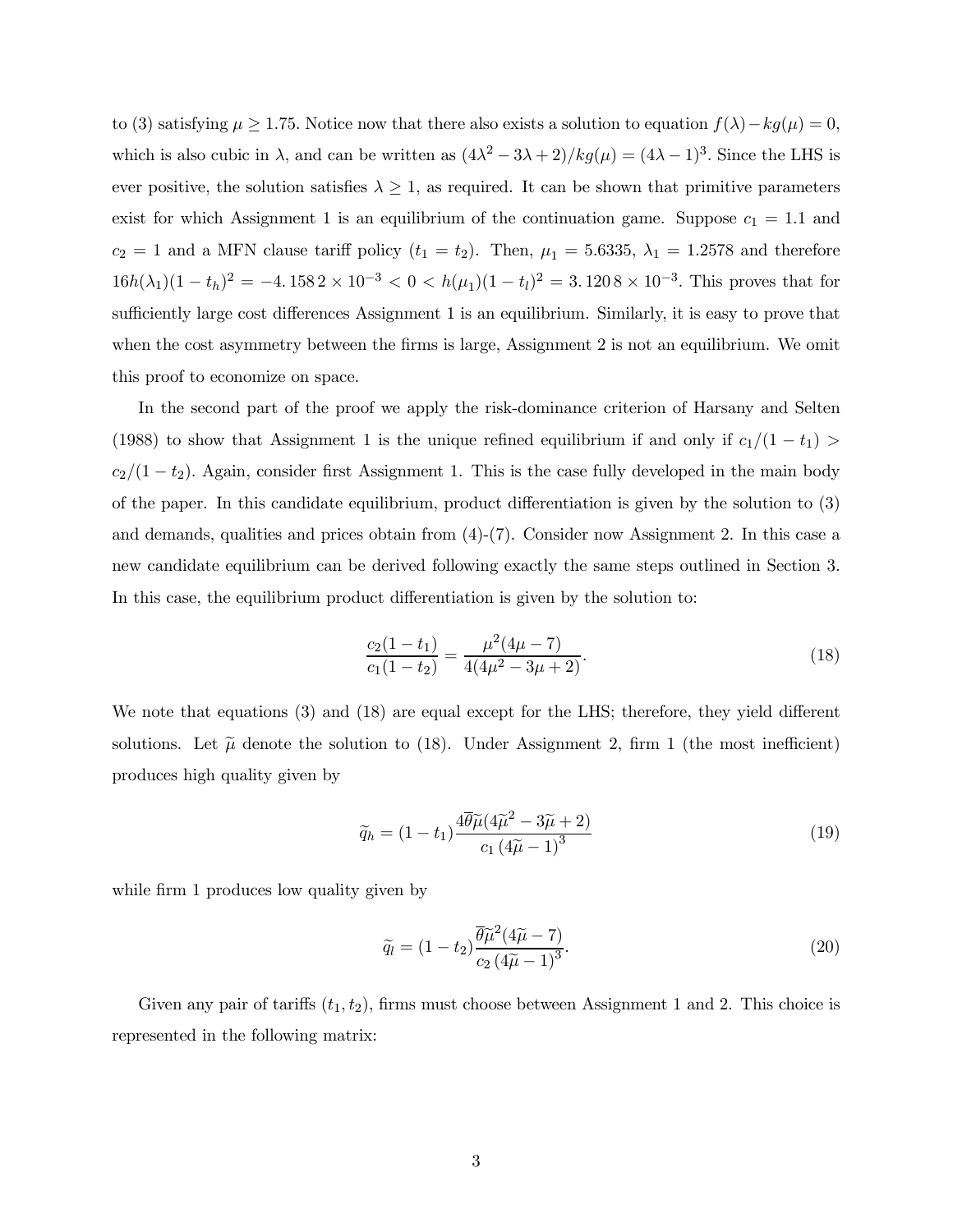to (3) satisfying $\mu \geq 1.75$. Notice now that there also exists a solution to equation $f(\lambda) - kg(\mu) = 0$, which is also cubic in $\lambda$, and can be written as $(4\lambda^2 - 3\lambda + 2)/kg(\mu) = (4\lambda - 1)^3$. Since the LHS is ever positive, the solution satisfies $\lambda \geq 1$, as required. It can be shown that primitive parameters exist for which Assignment 1 is an equilibrium of the continuation game. Suppose $c_1 = 1.1$ and $c_2 = 1$ and a MFN clause tariff policy ($t_1 = t_2$). Then, $\mu_1 = 5.6335$, $\lambda_1 = 1.2578$ and therefore $16h(\lambda_1)(1 - t_h)^2 = -4.1582 \times 10^{-3} < 0 < h(\mu_1)(1 - t_l)^2 = 3.1208 \times 10^{-3}$. This proves that for sufficiently large cost differences Assignment 1 is an equilibrium. Similarly, it is easy to prove that when the cost asymmetry between the firms is large, Assignment 2 is not an equilibrium. We omit this proof to economize on space.

In the second part of the proof we apply the risk-dominance criterion of Harsany and Selten (1988) to show that Assignment 1 is the unique refined equilibrium if and only if $c_1/(1 - t_1) > c_2/(1 - t_2)$. Again, consider first Assignment 1. This is the case fully developed in the main body of the paper. In this candidate equilibrium, product differentiation is given by the solution to (3) and demands, qualities and prices obtain from (4)-(7). Consider now Assignment 2. In this case a new candidate equilibrium can be derived following exactly the same steps outlined in Section 3. In this case, the equilibrium product differentiation is given by the solution to:

$$\frac{c_2(1 - t_1)}{c_1(1 - t_2)} = \frac{\mu^2(4\mu - 7)}{4(4\mu^2 - 3\mu + 2)}. \tag{18}$$

We note that equations (3) and (18) are equal except for the LHS; therefore, they yield different solutions. Let $\widetilde{\mu}$ denote the solution to (18). Under Assignment 2, firm 1 (the most inefficient) produces high quality given by

$$\widetilde{q}_h = (1 - t_1)\frac{4\overline{\theta}\widetilde{\mu}(4\widetilde{\mu}^2 - 3\widetilde{\mu} + 2)}{c_1\left(4\widetilde{\mu} - 1\right)^3} \tag{19}$$

while firm 1 produces low quality given by

$$\widetilde{q}_l = (1 - t_2)\frac{\overline{\theta}\widetilde{\mu}^2(4\widetilde{\mu} - 7)}{c_2\left(4\widetilde{\mu} - 1\right)^3}. \tag{20}$$

Given any pair of tariffs $(t_1, t_2)$, firms must choose between Assignment 1 and 2. This choice is represented in the following matrix: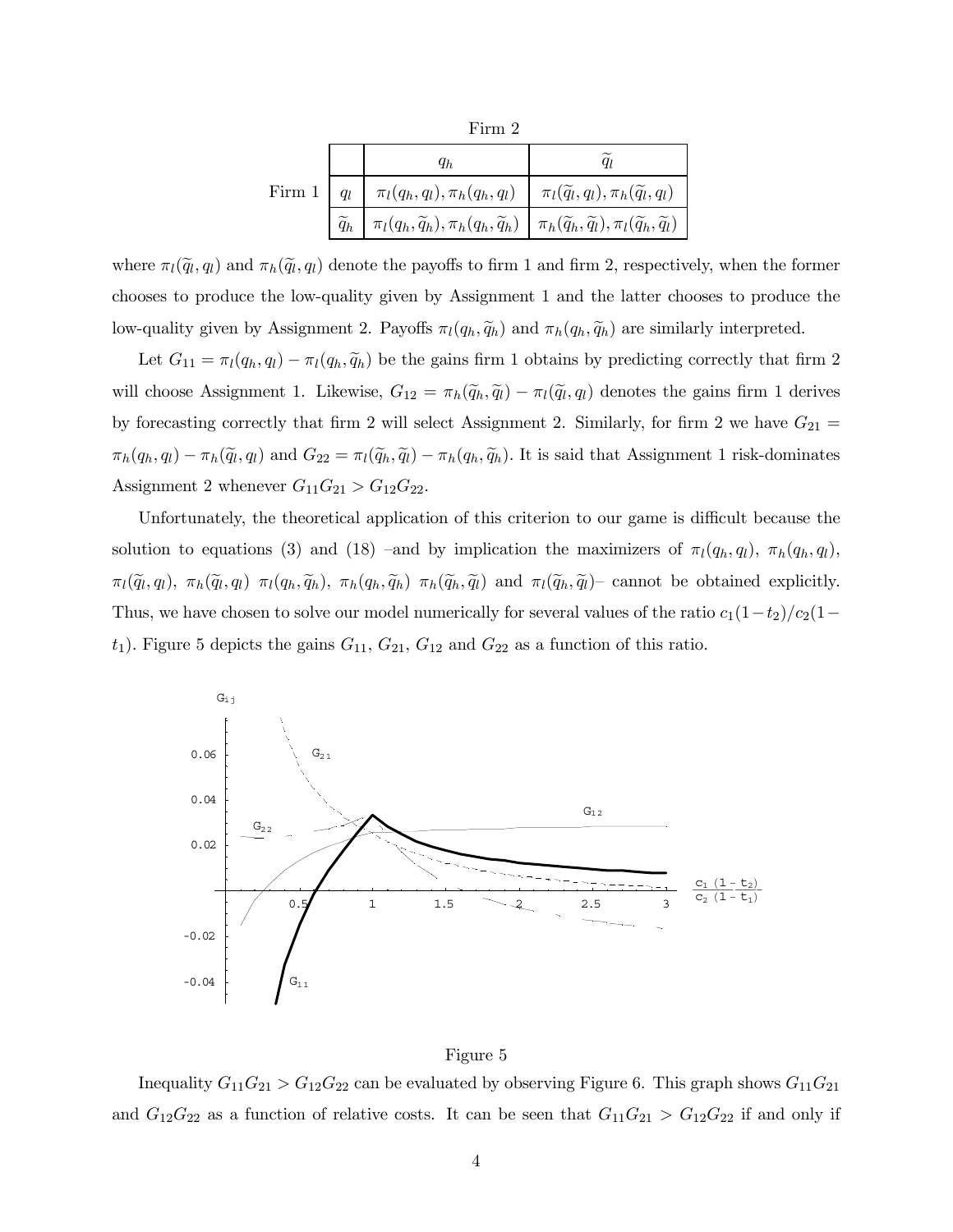Firm 2

| | | $q_h$ | $\widetilde{q}_l$ |
|---|---|---|---|
| Firm 1 | $q_l$ | $\pi_l(q_h, q_l), \pi_h(q_h, q_l)$ | $\pi_l(\widetilde{q}_l, q_l), \pi_h(\widetilde{q}_l, q_l)$ |
| | $\widetilde{q}_h$ | $\pi_l(q_h, \widetilde{q}_h), \pi_h(q_h, \widetilde{q}_h)$ | $\pi_h(\widetilde{q}_h, \widetilde{q}_l), \pi_l(\widetilde{q}_h, \widetilde{q}_l)$ |

where $\pi_l(\widetilde{q}_l, q_l)$ and $\pi_h(\widetilde{q}_l, q_l)$ denote the payoffs to firm 1 and firm 2, respectively, when the former chooses to produce the low-quality given by Assignment 1 and the latter chooses to produce the low-quality given by Assignment 2. Payoffs $\pi_l(q_h, \widetilde{q}_h)$ and $\pi_h(q_h, \widetilde{q}_h)$ are similarly interpreted.

Let $G_{11} = \pi_l(q_h, q_l) - \pi_l(q_h, \widetilde{q}_h)$ be the gains firm 1 obtains by predicting correctly that firm 2 will choose Assignment 1. Likewise, $G_{12} = \pi_h(\widetilde{q}_h, \widetilde{q}_l) - \pi_l(\widetilde{q}_l, q_l)$ denotes the gains firm 1 derives by forecasting correctly that firm 2 will select Assignment 2. Similarly, for firm 2 we have $G_{21} = \pi_h(q_h, q_l) - \pi_h(\widetilde{q}_l, q_l)$ and $G_{22} = \pi_l(\widetilde{q}_h, \widetilde{q}_l) - \pi_h(q_h, \widetilde{q}_h)$. It is said that Assignment 1 risk-dominates Assignment 2 whenever $G_{11}G_{21} > G_{12}G_{22}$.

Unfortunately, the theoretical application of this criterion to our game is difficult because the solution to equations (3) and (18) –and by implication the maximizers of $\pi_l(q_h, q_l)$, $\pi_h(q_h, q_l)$, $\pi_l(\widetilde{q}_l, q_l)$, $\pi_h(\widetilde{q}_l, q_l)$ $\pi_l(q_h, \widetilde{q}_h)$, $\pi_h(q_h, \widetilde{q}_h)$ $\pi_h(\widetilde{q}_h, \widetilde{q}_l)$ and $\pi_l(\widetilde{q}_h, \widetilde{q}_l)$– cannot be obtained explicitly. Thus, we have chosen to solve our model numerically for several values of the ratio $c_1(1-t_2)/c_2(1-t_1)$. Figure 5 depicts the gains $G_{11}$, $G_{21}$, $G_{12}$ and $G_{22}$ as a function of this ratio.

Figure 5

Inequality $G_{11}G_{21} > G_{12}G_{22}$ can be evaluated by observing Figure 6. This graph shows $G_{11}G_{21}$ and $G_{12}G_{22}$ as a function of relative costs. It can be seen that $G_{11}G_{21} > G_{12}G_{22}$ if and only if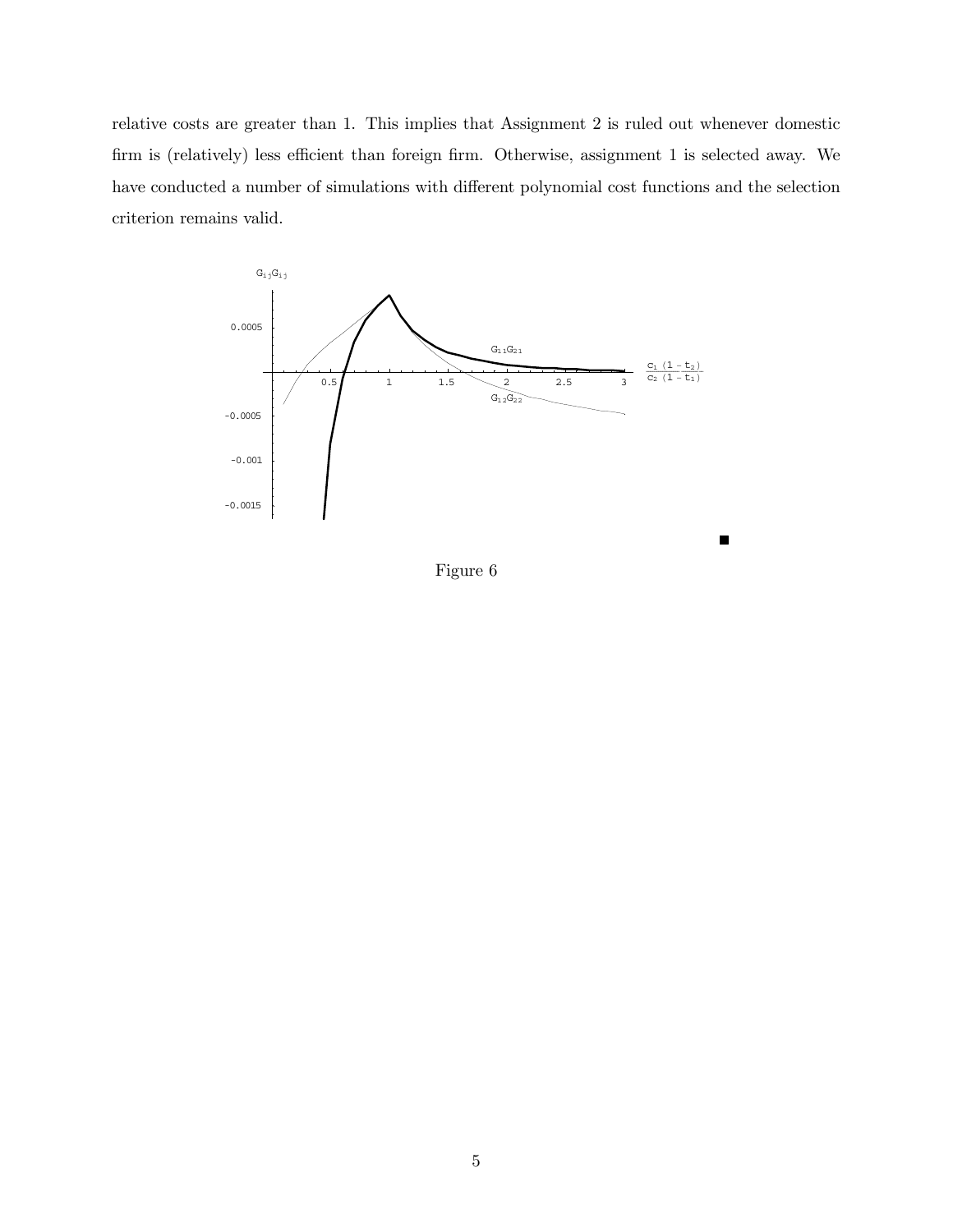relative costs are greater than 1. This implies that Assignment 2 is ruled out whenever domestic firm is (relatively) less efficient than foreign firm. Otherwise, assignment 1 is selected away. We have conducted a number of simulations with different polynomial cost functions and the selection criterion remains valid.

$G_{ij}G_{ij}$

0.0005

-0.0005

-0.001

-0.0015

0.5 1 1.5 2 2.5 3

$\frac{c_1(1-t_2)}{c_2(1-t_1)}$

$G_{11}G_{21}$

$G_{12}G_{22}$

■

Figure 6